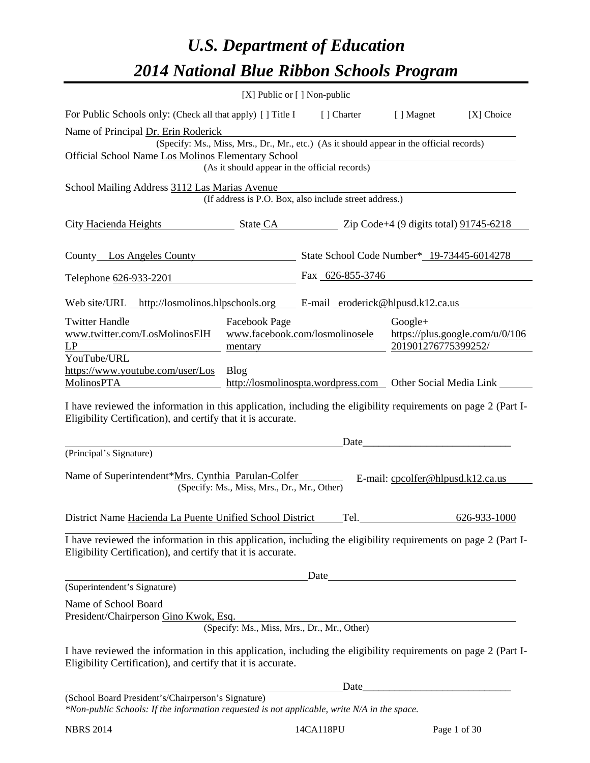# *U.S. Department of Education*

# *2014 National Blue Ribbon Schools Program*

[X] Public or [ ] Non-public

For Public Schools only: (Check all that apply) [ ] Title I [ ] Charter [ ] Magnet [X] Choice

Name of Principal Dr. Erin Roderick
(Specify: Ms., Miss, Mrs., Dr., Mr., etc.) (As it should appear in the official records)

Official School Name Los Molinos Elementary School
(As it should appear in the official records)

School Mailing Address 3112 Las Marias Avenue
(If address is P.O. Box, also include street address.)

City Hacienda Heights State CA Zip Code+4 (9 digits total) 91745-6218

County Los Angeles County State School Code Number* 19-73445-6014278

Telephone 626-933-2201 Fax 626-855-3746

Web site/URL http://losmolinos.hlpschools.org E-mail eroderick@hlpusd.k12.ca.us

Twitter Handle www.twitter.com/LosMolinosElHLP

Facebook Page www.facebook.com/losmolinoselementary

Google+ https://plus.google.com/u/0/106201901276775399252/

YouTube/URL https://www.youtube.com/user/LosMolinosPTA

Blog http://losmolinospta.wordpress.com

Other Social Media Link

I have reviewed the information in this application, including the eligibility requirements on page 2 (Part I-Eligibility Certification), and certify that it is accurate.

Date

(Principal's Signature)

Name of Superintendent*Mrs. Cynthia Parulan-Colfer E-mail: cpcolfer@hlpusd.k12.ca.us
(Specify: Ms., Miss, Mrs., Dr., Mr., Other)

District Name Hacienda La Puente Unified School District Tel. 626-933-1000

I have reviewed the information in this application, including the eligibility requirements on page 2 (Part I-Eligibility Certification), and certify that it is accurate.

Date

(Superintendent's Signature)

Name of School Board
President/Chairperson Gino Kwok, Esq.
(Specify: Ms., Miss, Mrs., Dr., Mr., Other)

I have reviewed the information in this application, including the eligibility requirements on page 2 (Part I-Eligibility Certification), and certify that it is accurate.

Date

(School Board President's/Chairperson's Signature)

*\*Non-public Schools: If the information requested is not applicable, write N/A in the space.*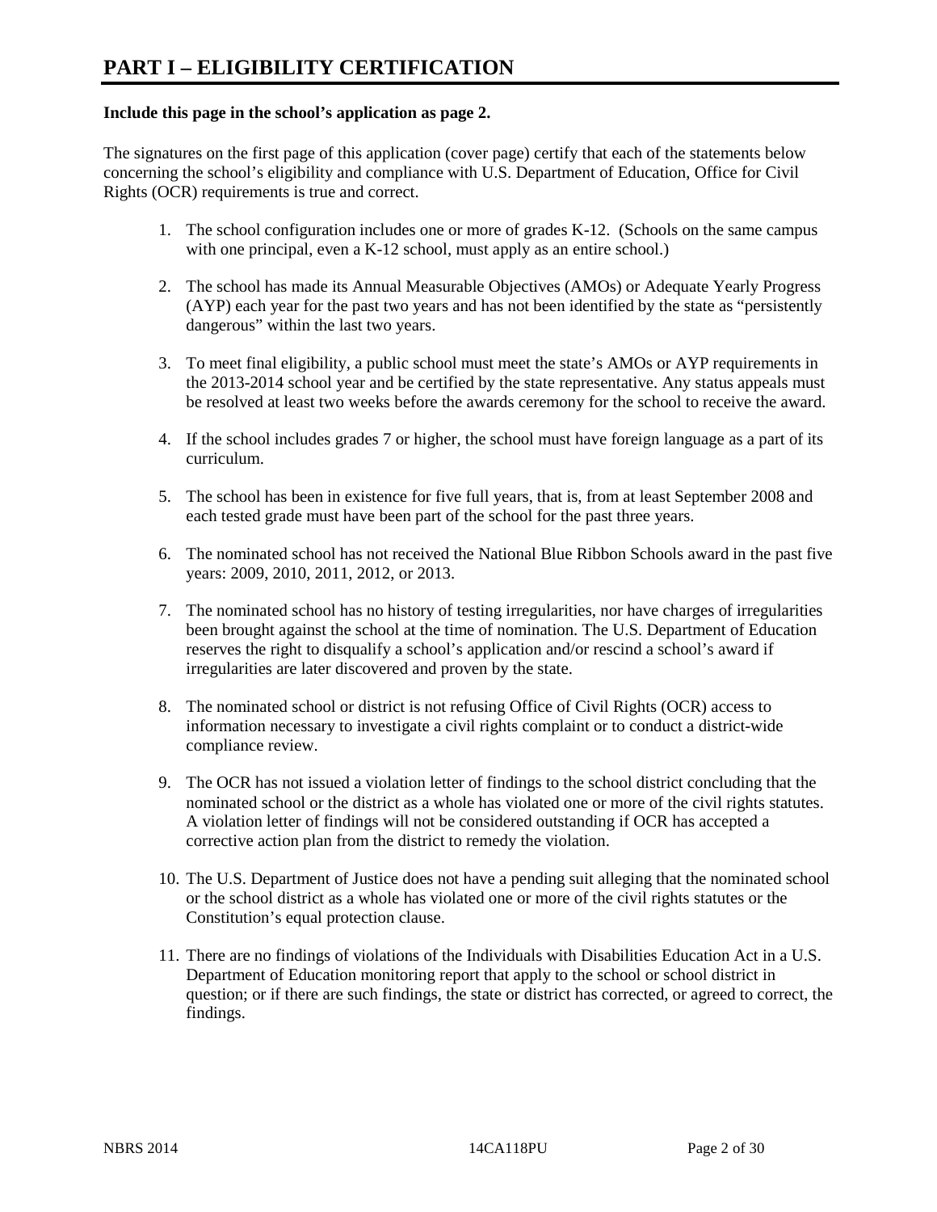# PART I – ELIGIBILITY CERTIFICATION

**Include this page in the school's application as page 2.**

The signatures on the first page of this application (cover page) certify that each of the statements below concerning the school's eligibility and compliance with U.S. Department of Education, Office for Civil Rights (OCR) requirements is true and correct.

1. The school configuration includes one or more of grades K-12. (Schools on the same campus with one principal, even a K-12 school, must apply as an entire school.)

2. The school has made its Annual Measurable Objectives (AMOs) or Adequate Yearly Progress (AYP) each year for the past two years and has not been identified by the state as "persistently dangerous" within the last two years.

3. To meet final eligibility, a public school must meet the state's AMOs or AYP requirements in the 2013-2014 school year and be certified by the state representative. Any status appeals must be resolved at least two weeks before the awards ceremony for the school to receive the award.

4. If the school includes grades 7 or higher, the school must have foreign language as a part of its curriculum.

5. The school has been in existence for five full years, that is, from at least September 2008 and each tested grade must have been part of the school for the past three years.

6. The nominated school has not received the National Blue Ribbon Schools award in the past five years: 2009, 2010, 2011, 2012, or 2013.

7. The nominated school has no history of testing irregularities, nor have charges of irregularities been brought against the school at the time of nomination. The U.S. Department of Education reserves the right to disqualify a school's application and/or rescind a school's award if irregularities are later discovered and proven by the state.

8. The nominated school or district is not refusing Office of Civil Rights (OCR) access to information necessary to investigate a civil rights complaint or to conduct a district-wide compliance review.

9. The OCR has not issued a violation letter of findings to the school district concluding that the nominated school or the district as a whole has violated one or more of the civil rights statutes. A violation letter of findings will not be considered outstanding if OCR has accepted a corrective action plan from the district to remedy the violation.

10. The U.S. Department of Justice does not have a pending suit alleging that the nominated school or the school district as a whole has violated one or more of the civil rights statutes or the Constitution's equal protection clause.

11. There are no findings of violations of the Individuals with Disabilities Education Act in a U.S. Department of Education monitoring report that apply to the school or school district in question; or if there are such findings, the state or district has corrected, or agreed to correct, the findings.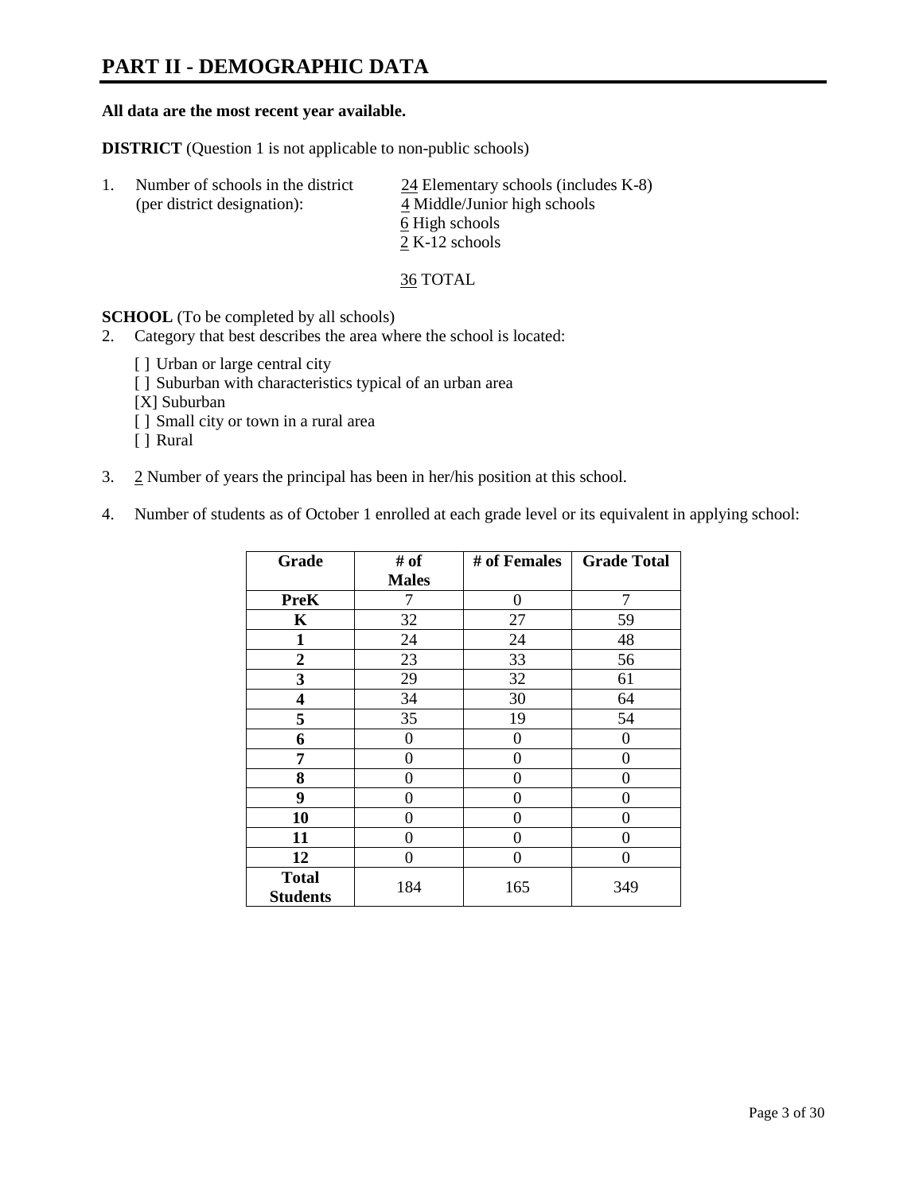# PART II - DEMOGRAPHIC DATA

**All data are the most recent year available.**

**DISTRICT** (Question 1 is not applicable to non-public schools)

1. Number of schools in the district (per district designation):
   24 Elementary schools (includes K-8)
   4 Middle/Junior high schools
   6 High schools
   2 K-12 schools

   36 TOTAL

**SCHOOL** (To be completed by all schools)

2. Category that best describes the area where the school is located:

   [ ] Urban or large central city
   [ ] Suburban with characteristics typical of an urban area
   [X] Suburban
   [ ] Small city or town in a rural area
   [ ] Rural

3. 2 Number of years the principal has been in her/his position at this school.

4. Number of students as of October 1 enrolled at each grade level or its equivalent in applying school:

| Grade | # of Males | # of Females | Grade Total |
|---|---|---|---|
| **PreK** | 7 | 0 | 7 |
| **K** | 32 | 27 | 59 |
| **1** | 24 | 24 | 48 |
| **2** | 23 | 33 | 56 |
| **3** | 29 | 32 | 61 |
| **4** | 34 | 30 | 64 |
| **5** | 35 | 19 | 54 |
| **6** | 0 | 0 | 0 |
| **7** | 0 | 0 | 0 |
| **8** | 0 | 0 | 0 |
| **9** | 0 | 0 | 0 |
| **10** | 0 | 0 | 0 |
| **11** | 0 | 0 | 0 |
| **12** | 0 | 0 | 0 |
| **Total Students** | 184 | 165 | 349 |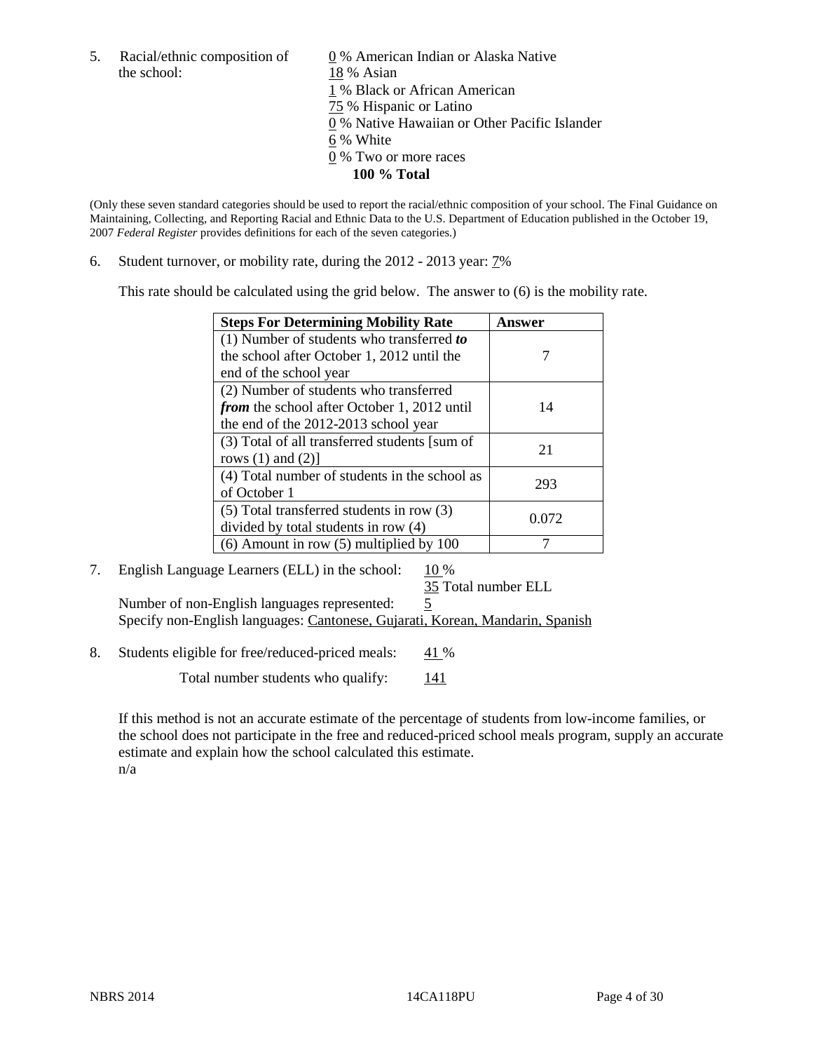5. Racial/ethnic composition of the school:

0 % American Indian or Alaska Native
18 % Asian
1 % Black or African American
75 % Hispanic or Latino
0 % Native Hawaiian or Other Pacific Islander
6 % White
0 % Two or more races
**100 % Total**

(Only these seven standard categories should be used to report the racial/ethnic composition of your school. The Final Guidance on Maintaining, Collecting, and Reporting Racial and Ethnic Data to the U.S. Department of Education published in the October 19, 2007 *Federal Register* provides definitions for each of the seven categories.)

6. Student turnover, or mobility rate, during the 2012 - 2013 year: 7%

This rate should be calculated using the grid below. The answer to (6) is the mobility rate.

| **Steps For Determining Mobility Rate** | **Answer** |
|---|---|
| (1) Number of students who transferred ***to*** the school after October 1, 2012 until the end of the school year | 7 |
| (2) Number of students who transferred ***from*** the school after October 1, 2012 until the end of the 2012-2013 school year | 14 |
| (3) Total of all transferred students [sum of rows (1) and (2)] | 21 |
| (4) Total number of students in the school as of October 1 | 293 |
| (5) Total transferred students in row (3) divided by total students in row (4) | 0.072 |
| (6) Amount in row (5) multiplied by 100 | 7 |

7. English Language Learners (ELL) in the school: 10 %
35 Total number ELL
Number of non-English languages represented: 5
Specify non-English languages: Cantonese, Gujarati, Korean, Mandarin, Spanish

8. Students eligible for free/reduced-priced meals: 41 %
Total number students who qualify: 141

If this method is not an accurate estimate of the percentage of students from low-income families, or the school does not participate in the free and reduced-priced school meals program, supply an accurate estimate and explain how the school calculated this estimate.
n/a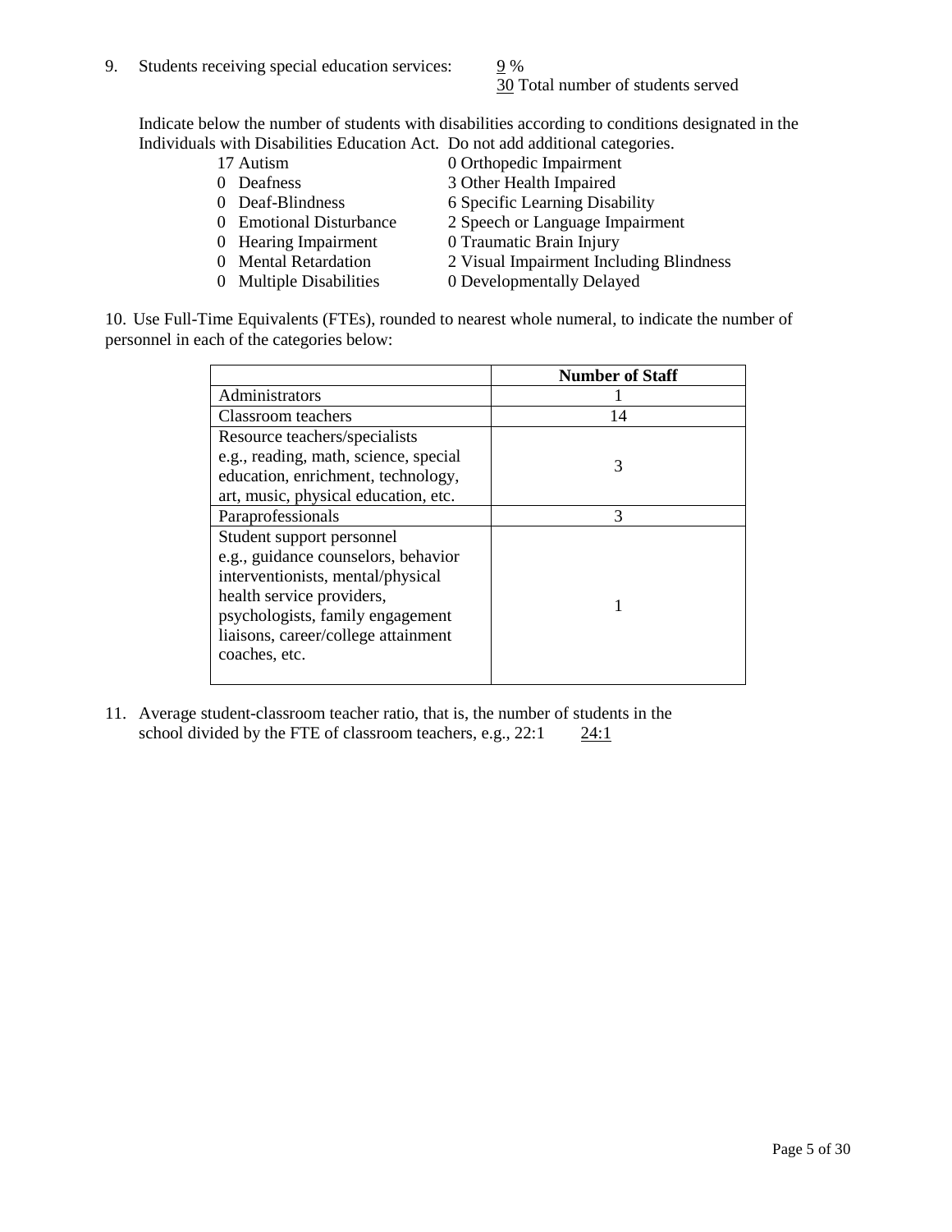9. Students receiving special education services: 9 %
   30 Total number of students served

   Indicate below the number of students with disabilities according to conditions designated in the Individuals with Disabilities Education Act. Do not add additional categories.

| | |
|---|---|
| 17 Autism | 0 Orthopedic Impairment |
| 0 Deafness | 3 Other Health Impaired |
| 0 Deaf-Blindness | 6 Specific Learning Disability |
| 0 Emotional Disturbance | 2 Speech or Language Impairment |
| 0 Hearing Impairment | 0 Traumatic Brain Injury |
| 0 Mental Retardation | 2 Visual Impairment Including Blindness |
| 0 Multiple Disabilities | 0 Developmentally Delayed |

10. Use Full-Time Equivalents (FTEs), rounded to nearest whole numeral, to indicate the number of personnel in each of the categories below:

| | **Number of Staff** |
|---|---|
| Administrators | 1 |
| Classroom teachers | 14 |
| Resource teachers/specialists e.g., reading, math, science, special education, enrichment, technology, art, music, physical education, etc. | 3 |
| Paraprofessionals | 3 |
| Student support personnel e.g., guidance counselors, behavior interventionists, mental/physical health service providers, psychologists, family engagement liaisons, career/college attainment coaches, etc. | 1 |

11. Average student-classroom teacher ratio, that is, the number of students in the school divided by the FTE of classroom teachers, e.g., 22:1 24:1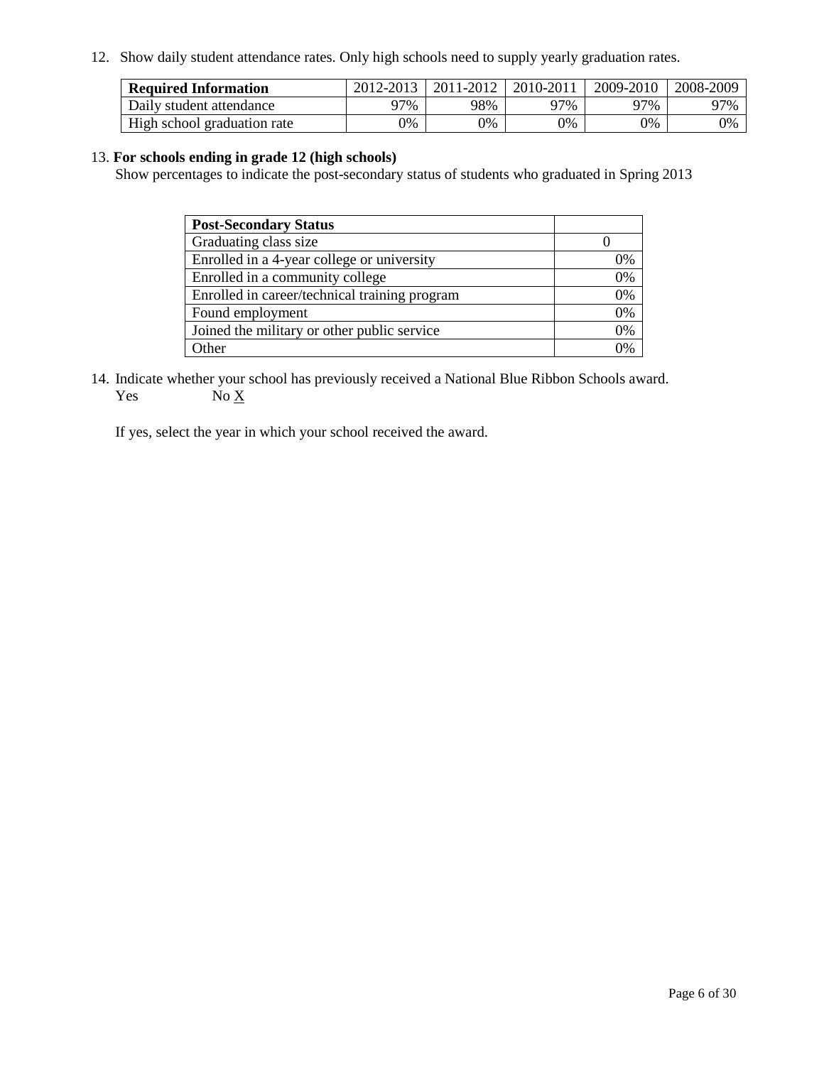12. Show daily student attendance rates. Only high schools need to supply yearly graduation rates.

| Required Information | 2012-2013 | 2011-2012 | 2010-2011 | 2009-2010 | 2008-2009 |
| --- | --- | --- | --- | --- | --- |
| Daily student attendance | 97% | 98% | 97% | 97% | 97% |
| High school graduation rate | 0% | 0% | 0% | 0% | 0% |

13. **For schools ending in grade 12 (high schools)**
Show percentages to indicate the post-secondary status of students who graduated in Spring 2013

| Post-Secondary Status | |
| --- | --- |
| Graduating class size | 0 |
| Enrolled in a 4-year college or university | 0% |
| Enrolled in a community college | 0% |
| Enrolled in career/technical training program | 0% |
| Found employment | 0% |
| Joined the military or other public service | 0% |
| Other | 0% |

14. Indicate whether your school has previously received a National Blue Ribbon Schools award.
Yes No X

If yes, select the year in which your school received the award.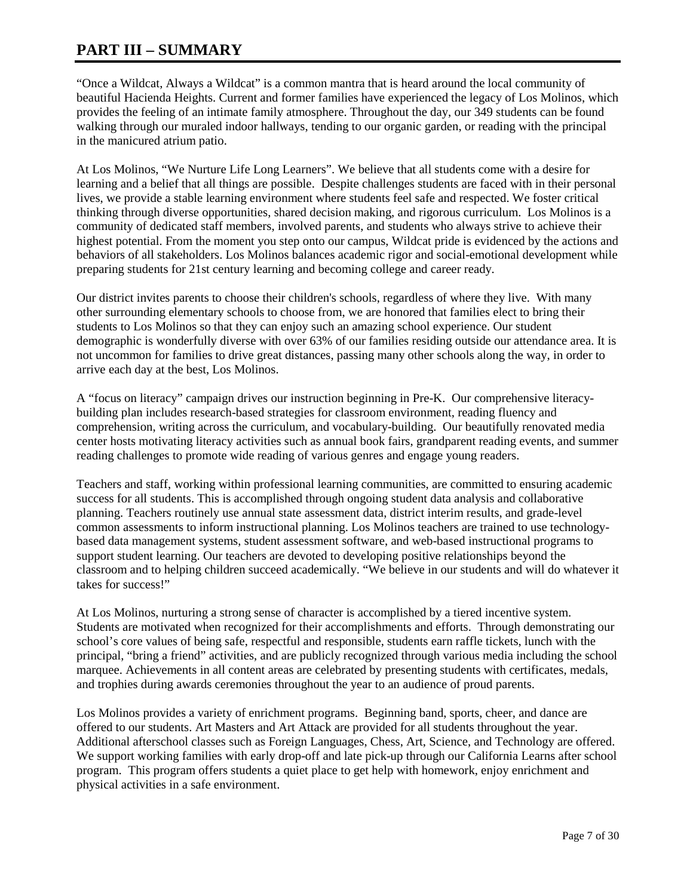# PART III – SUMMARY

"Once a Wildcat, Always a Wildcat" is a common mantra that is heard around the local community of beautiful Hacienda Heights. Current and former families have experienced the legacy of Los Molinos, which provides the feeling of an intimate family atmosphere. Throughout the day, our 349 students can be found walking through our muraled indoor hallways, tending to our organic garden, or reading with the principal in the manicured atrium patio.

At Los Molinos, "We Nurture Life Long Learners". We believe that all students come with a desire for learning and a belief that all things are possible. Despite challenges students are faced with in their personal lives, we provide a stable learning environment where students feel safe and respected. We foster critical thinking through diverse opportunities, shared decision making, and rigorous curriculum. Los Molinos is a community of dedicated staff members, involved parents, and students who always strive to achieve their highest potential. From the moment you step onto our campus, Wildcat pride is evidenced by the actions and behaviors of all stakeholders. Los Molinos balances academic rigor and social-emotional development while preparing students for 21st century learning and becoming college and career ready.

Our district invites parents to choose their children's schools, regardless of where they live. With many other surrounding elementary schools to choose from, we are honored that families elect to bring their students to Los Molinos so that they can enjoy such an amazing school experience. Our student demographic is wonderfully diverse with over 63% of our families residing outside our attendance area. It is not uncommon for families to drive great distances, passing many other schools along the way, in order to arrive each day at the best, Los Molinos.

A "focus on literacy" campaign drives our instruction beginning in Pre-K. Our comprehensive literacy-building plan includes research-based strategies for classroom environment, reading fluency and comprehension, writing across the curriculum, and vocabulary-building. Our beautifully renovated media center hosts motivating literacy activities such as annual book fairs, grandparent reading events, and summer reading challenges to promote wide reading of various genres and engage young readers.

Teachers and staff, working within professional learning communities, are committed to ensuring academic success for all students. This is accomplished through ongoing student data analysis and collaborative planning. Teachers routinely use annual state assessment data, district interim results, and grade-level common assessments to inform instructional planning. Los Molinos teachers are trained to use technology-based data management systems, student assessment software, and web-based instructional programs to support student learning. Our teachers are devoted to developing positive relationships beyond the classroom and to helping children succeed academically. "We believe in our students and will do whatever it takes for success!"

At Los Molinos, nurturing a strong sense of character is accomplished by a tiered incentive system. Students are motivated when recognized for their accomplishments and efforts. Through demonstrating our school's core values of being safe, respectful and responsible, students earn raffle tickets, lunch with the principal, "bring a friend" activities, and are publicly recognized through various media including the school marquee. Achievements in all content areas are celebrated by presenting students with certificates, medals, and trophies during awards ceremonies throughout the year to an audience of proud parents.

Los Molinos provides a variety of enrichment programs. Beginning band, sports, cheer, and dance are offered to our students. Art Masters and Art Attack are provided for all students throughout the year. Additional afterschool classes such as Foreign Languages, Chess, Art, Science, and Technology are offered. We support working families with early drop-off and late pick-up through our California Learns after school program. This program offers students a quiet place to get help with homework, enjoy enrichment and physical activities in a safe environment.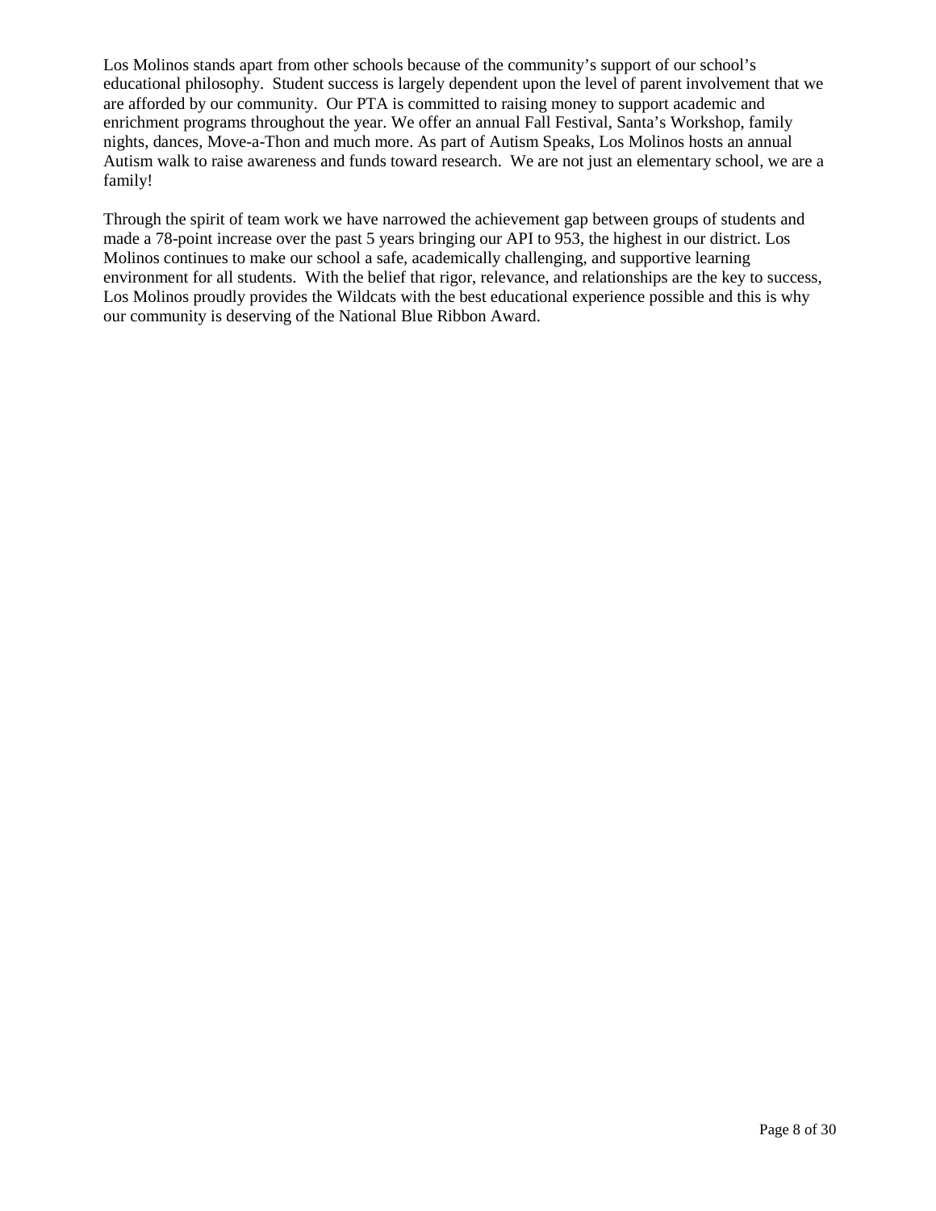Los Molinos stands apart from other schools because of the community's support of our school's educational philosophy. Student success is largely dependent upon the level of parent involvement that we are afforded by our community. Our PTA is committed to raising money to support academic and enrichment programs throughout the year. We offer an annual Fall Festival, Santa's Workshop, family nights, dances, Move-a-Thon and much more. As part of Autism Speaks, Los Molinos hosts an annual Autism walk to raise awareness and funds toward research. We are not just an elementary school, we are a family!

Through the spirit of team work we have narrowed the achievement gap between groups of students and made a 78-point increase over the past 5 years bringing our API to 953, the highest in our district. Los Molinos continues to make our school a safe, academically challenging, and supportive learning environment for all students. With the belief that rigor, relevance, and relationships are the key to success, Los Molinos proudly provides the Wildcats with the best educational experience possible and this is why our community is deserving of the National Blue Ribbon Award.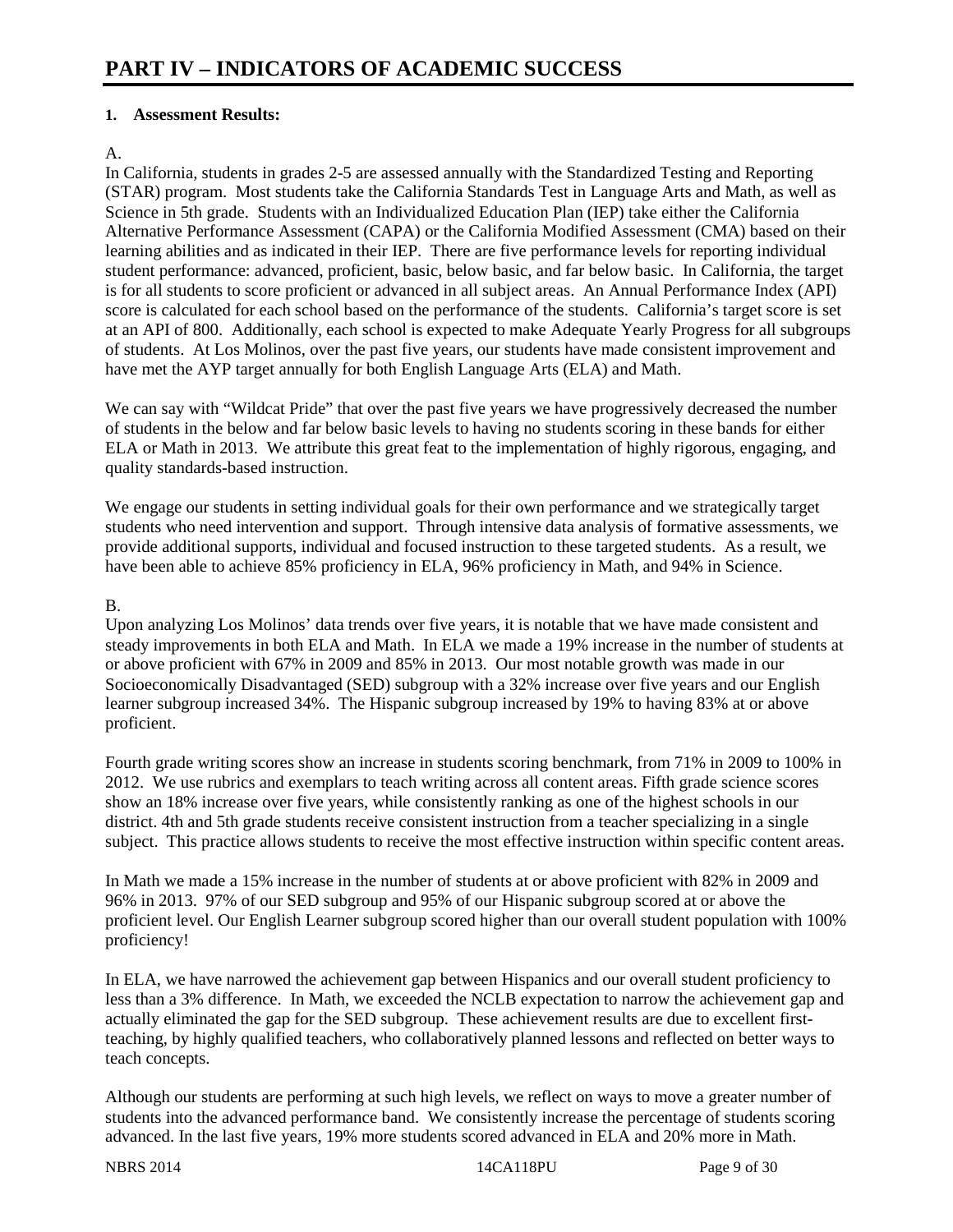# PART IV – INDICATORS OF ACADEMIC SUCCESS

**1. Assessment Results:**

A.

In California, students in grades 2-5 are assessed annually with the Standardized Testing and Reporting (STAR) program. Most students take the California Standards Test in Language Arts and Math, as well as Science in 5th grade. Students with an Individualized Education Plan (IEP) take either the California Alternative Performance Assessment (CAPA) or the California Modified Assessment (CMA) based on their learning abilities and as indicated in their IEP. There are five performance levels for reporting individual student performance: advanced, proficient, basic, below basic, and far below basic. In California, the target is for all students to score proficient or advanced in all subject areas. An Annual Performance Index (API) score is calculated for each school based on the performance of the students. California's target score is set at an API of 800. Additionally, each school is expected to make Adequate Yearly Progress for all subgroups of students. At Los Molinos, over the past five years, our students have made consistent improvement and have met the AYP target annually for both English Language Arts (ELA) and Math.

We can say with "Wildcat Pride" that over the past five years we have progressively decreased the number of students in the below and far below basic levels to having no students scoring in these bands for either ELA or Math in 2013. We attribute this great feat to the implementation of highly rigorous, engaging, and quality standards-based instruction.

We engage our students in setting individual goals for their own performance and we strategically target students who need intervention and support. Through intensive data analysis of formative assessments, we provide additional supports, individual and focused instruction to these targeted students. As a result, we have been able to achieve 85% proficiency in ELA, 96% proficiency in Math, and 94% in Science.

B.

Upon analyzing Los Molinos' data trends over five years, it is notable that we have made consistent and steady improvements in both ELA and Math. In ELA we made a 19% increase in the number of students at or above proficient with 67% in 2009 and 85% in 2013. Our most notable growth was made in our Socioeconomically Disadvantaged (SED) subgroup with a 32% increase over five years and our English learner subgroup increased 34%. The Hispanic subgroup increased by 19% to having 83% at or above proficient.

Fourth grade writing scores show an increase in students scoring benchmark, from 71% in 2009 to 100% in 2012. We use rubrics and exemplars to teach writing across all content areas. Fifth grade science scores show an 18% increase over five years, while consistently ranking as one of the highest schools in our district. 4th and 5th grade students receive consistent instruction from a teacher specializing in a single subject. This practice allows students to receive the most effective instruction within specific content areas.

In Math we made a 15% increase in the number of students at or above proficient with 82% in 2009 and 96% in 2013. 97% of our SED subgroup and 95% of our Hispanic subgroup scored at or above the proficient level. Our English Learner subgroup scored higher than our overall student population with 100% proficiency!

In ELA, we have narrowed the achievement gap between Hispanics and our overall student proficiency to less than a 3% difference. In Math, we exceeded the NCLB expectation to narrow the achievement gap and actually eliminated the gap for the SED subgroup. These achievement results are due to excellent first-teaching, by highly qualified teachers, who collaboratively planned lessons and reflected on better ways to teach concepts.

Although our students are performing at such high levels, we reflect on ways to move a greater number of students into the advanced performance band. We consistently increase the percentage of students scoring advanced. In the last five years, 19% more students scored advanced in ELA and 20% more in Math.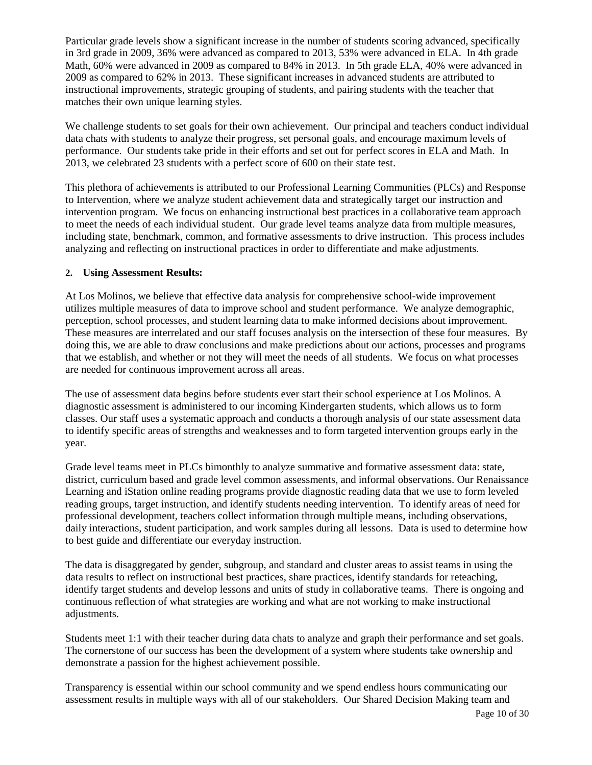Particular grade levels show a significant increase in the number of students scoring advanced, specifically in 3rd grade in 2009, 36% were advanced as compared to 2013, 53% were advanced in ELA. In 4th grade Math, 60% were advanced in 2009 as compared to 84% in 2013. In 5th grade ELA, 40% were advanced in 2009 as compared to 62% in 2013. These significant increases in advanced students are attributed to instructional improvements, strategic grouping of students, and pairing students with the teacher that matches their own unique learning styles.

We challenge students to set goals for their own achievement. Our principal and teachers conduct individual data chats with students to analyze their progress, set personal goals, and encourage maximum levels of performance. Our students take pride in their efforts and set out for perfect scores in ELA and Math. In 2013, we celebrated 23 students with a perfect score of 600 on their state test.

This plethora of achievements is attributed to our Professional Learning Communities (PLCs) and Response to Intervention, where we analyze student achievement data and strategically target our instruction and intervention program. We focus on enhancing instructional best practices in a collaborative team approach to meet the needs of each individual student. Our grade level teams analyze data from multiple measures, including state, benchmark, common, and formative assessments to drive instruction. This process includes analyzing and reflecting on instructional practices in order to differentiate and make adjustments.

**2. Using Assessment Results:**

At Los Molinos, we believe that effective data analysis for comprehensive school-wide improvement utilizes multiple measures of data to improve school and student performance. We analyze demographic, perception, school processes, and student learning data to make informed decisions about improvement. These measures are interrelated and our staff focuses analysis on the intersection of these four measures. By doing this, we are able to draw conclusions and make predictions about our actions, processes and programs that we establish, and whether or not they will meet the needs of all students. We focus on what processes are needed for continuous improvement across all areas.

The use of assessment data begins before students ever start their school experience at Los Molinos. A diagnostic assessment is administered to our incoming Kindergarten students, which allows us to form classes. Our staff uses a systematic approach and conducts a thorough analysis of our state assessment data to identify specific areas of strengths and weaknesses and to form targeted intervention groups early in the year.

Grade level teams meet in PLCs bimonthly to analyze summative and formative assessment data: state, district, curriculum based and grade level common assessments, and informal observations. Our Renaissance Learning and iStation online reading programs provide diagnostic reading data that we use to form leveled reading groups, target instruction, and identify students needing intervention. To identify areas of need for professional development, teachers collect information through multiple means, including observations, daily interactions, student participation, and work samples during all lessons. Data is used to determine how to best guide and differentiate our everyday instruction.

The data is disaggregated by gender, subgroup, and standard and cluster areas to assist teams in using the data results to reflect on instructional best practices, share practices, identify standards for reteaching, identify target students and develop lessons and units of study in collaborative teams. There is ongoing and continuous reflection of what strategies are working and what are not working to make instructional adjustments.

Students meet 1:1 with their teacher during data chats to analyze and graph their performance and set goals. The cornerstone of our success has been the development of a system where students take ownership and demonstrate a passion for the highest achievement possible.

Transparency is essential within our school community and we spend endless hours communicating our assessment results in multiple ways with all of our stakeholders. Our Shared Decision Making team and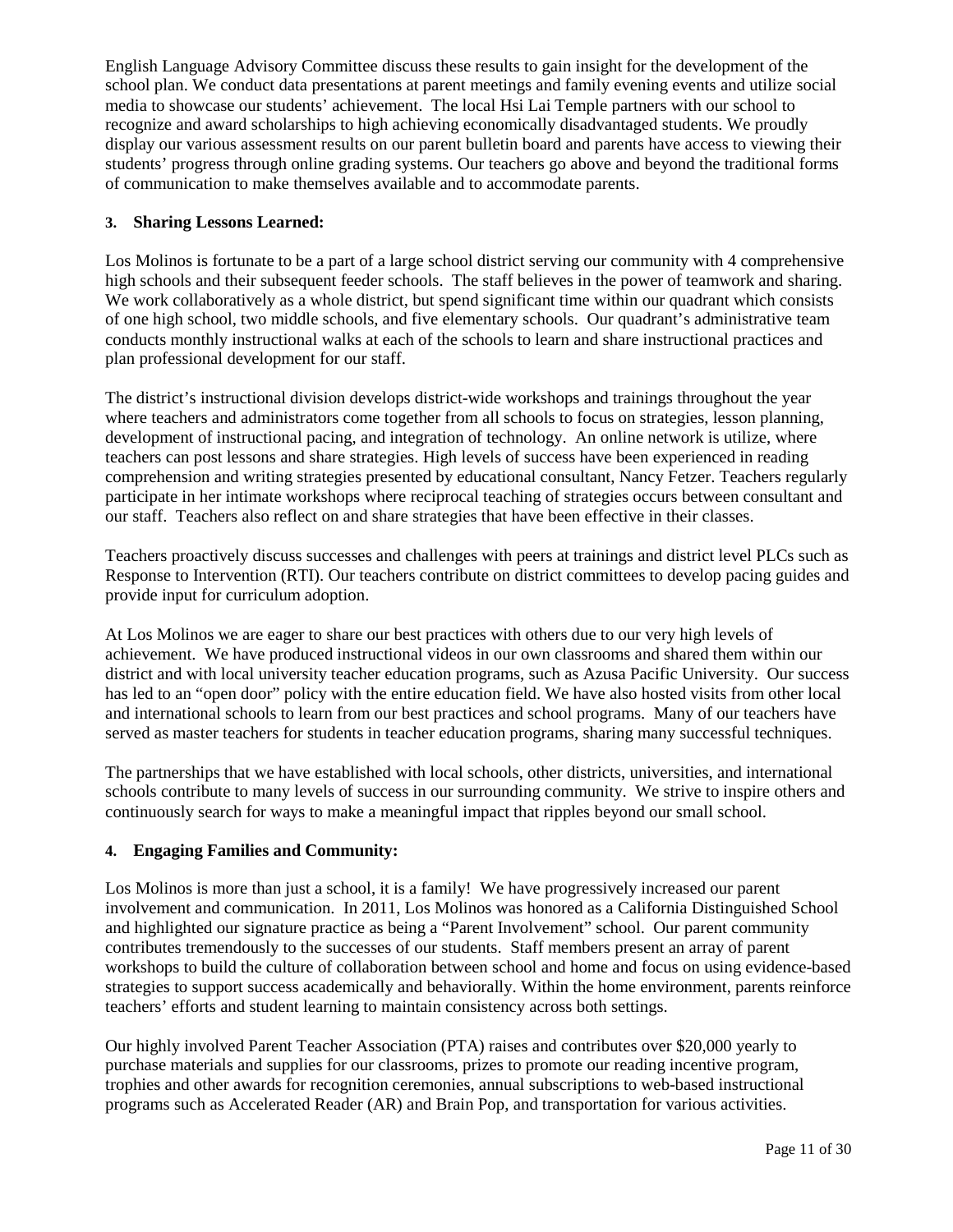English Language Advisory Committee discuss these results to gain insight for the development of the school plan. We conduct data presentations at parent meetings and family evening events and utilize social media to showcase our students' achievement. The local Hsi Lai Temple partners with our school to recognize and award scholarships to high achieving economically disadvantaged students. We proudly display our various assessment results on our parent bulletin board and parents have access to viewing their students' progress through online grading systems. Our teachers go above and beyond the traditional forms of communication to make themselves available and to accommodate parents.

### 3. Sharing Lessons Learned:

Los Molinos is fortunate to be a part of a large school district serving our community with 4 comprehensive high schools and their subsequent feeder schools. The staff believes in the power of teamwork and sharing. We work collaboratively as a whole district, but spend significant time within our quadrant which consists of one high school, two middle schools, and five elementary schools. Our quadrant's administrative team conducts monthly instructional walks at each of the schools to learn and share instructional practices and plan professional development for our staff.

The district's instructional division develops district-wide workshops and trainings throughout the year where teachers and administrators come together from all schools to focus on strategies, lesson planning, development of instructional pacing, and integration of technology. An online network is utilize, where teachers can post lessons and share strategies. High levels of success have been experienced in reading comprehension and writing strategies presented by educational consultant, Nancy Fetzer. Teachers regularly participate in her intimate workshops where reciprocal teaching of strategies occurs between consultant and our staff. Teachers also reflect on and share strategies that have been effective in their classes.

Teachers proactively discuss successes and challenges with peers at trainings and district level PLCs such as Response to Intervention (RTI). Our teachers contribute on district committees to develop pacing guides and provide input for curriculum adoption.

At Los Molinos we are eager to share our best practices with others due to our very high levels of achievement. We have produced instructional videos in our own classrooms and shared them within our district and with local university teacher education programs, such as Azusa Pacific University. Our success has led to an "open door" policy with the entire education field. We have also hosted visits from other local and international schools to learn from our best practices and school programs. Many of our teachers have served as master teachers for students in teacher education programs, sharing many successful techniques.

The partnerships that we have established with local schools, other districts, universities, and international schools contribute to many levels of success in our surrounding community. We strive to inspire others and continuously search for ways to make a meaningful impact that ripples beyond our small school.

### 4. Engaging Families and Community:

Los Molinos is more than just a school, it is a family! We have progressively increased our parent involvement and communication. In 2011, Los Molinos was honored as a California Distinguished School and highlighted our signature practice as being a "Parent Involvement" school. Our parent community contributes tremendously to the successes of our students. Staff members present an array of parent workshops to build the culture of collaboration between school and home and focus on using evidence-based strategies to support success academically and behaviorally. Within the home environment, parents reinforce teachers' efforts and student learning to maintain consistency across both settings.

Our highly involved Parent Teacher Association (PTA) raises and contributes over $20,000 yearly to purchase materials and supplies for our classrooms, prizes to promote our reading incentive program, trophies and other awards for recognition ceremonies, annual subscriptions to web-based instructional programs such as Accelerated Reader (AR) and Brain Pop, and transportation for various activities.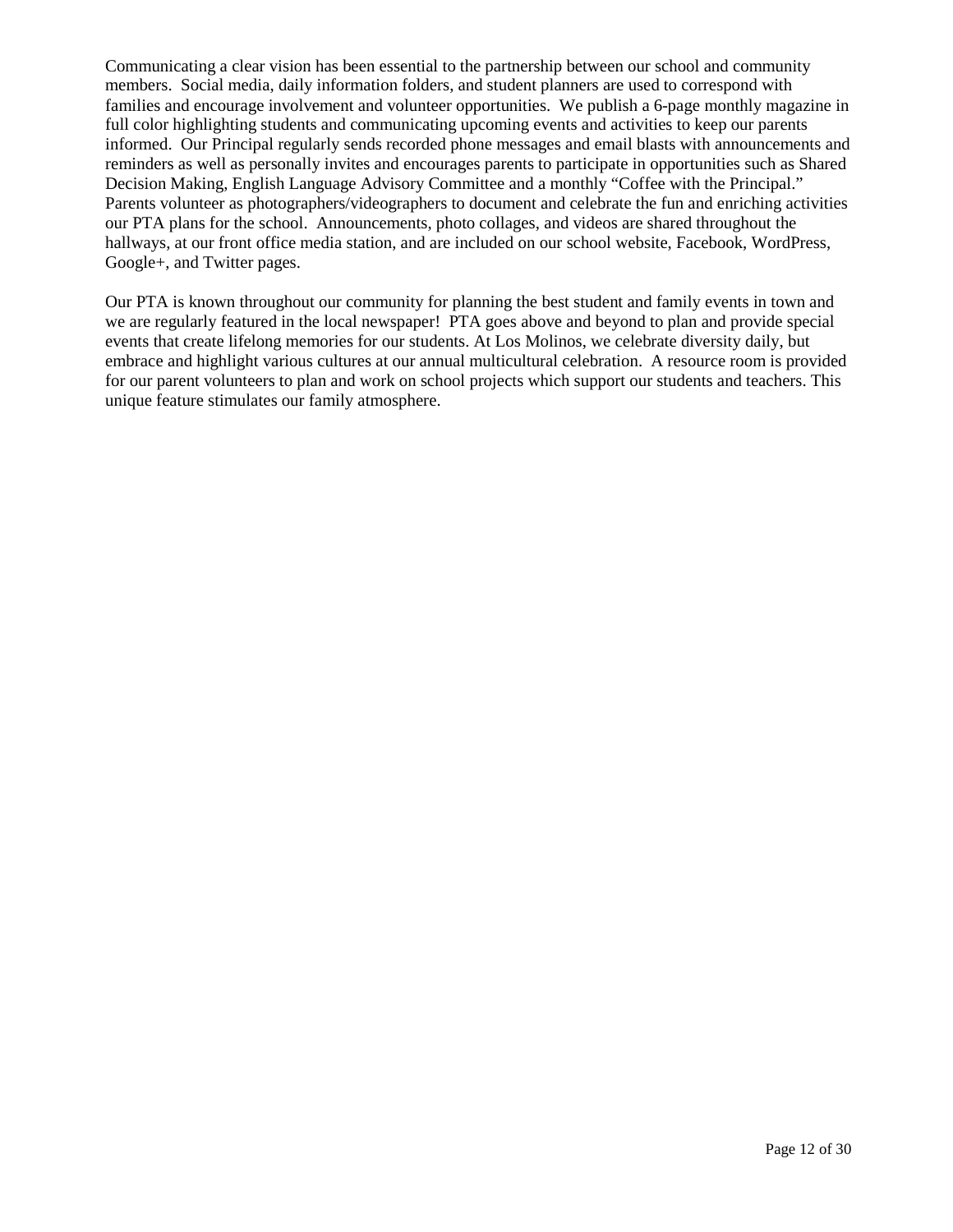Communicating a clear vision has been essential to the partnership between our school and community members. Social media, daily information folders, and student planners are used to correspond with families and encourage involvement and volunteer opportunities. We publish a 6-page monthly magazine in full color highlighting students and communicating upcoming events and activities to keep our parents informed. Our Principal regularly sends recorded phone messages and email blasts with announcements and reminders as well as personally invites and encourages parents to participate in opportunities such as Shared Decision Making, English Language Advisory Committee and a monthly "Coffee with the Principal." Parents volunteer as photographers/videographers to document and celebrate the fun and enriching activities our PTA plans for the school. Announcements, photo collages, and videos are shared throughout the hallways, at our front office media station, and are included on our school website, Facebook, WordPress, Google+, and Twitter pages.

Our PTA is known throughout our community for planning the best student and family events in town and we are regularly featured in the local newspaper! PTA goes above and beyond to plan and provide special events that create lifelong memories for our students. At Los Molinos, we celebrate diversity daily, but embrace and highlight various cultures at our annual multicultural celebration. A resource room is provided for our parent volunteers to plan and work on school projects which support our students and teachers. This unique feature stimulates our family atmosphere.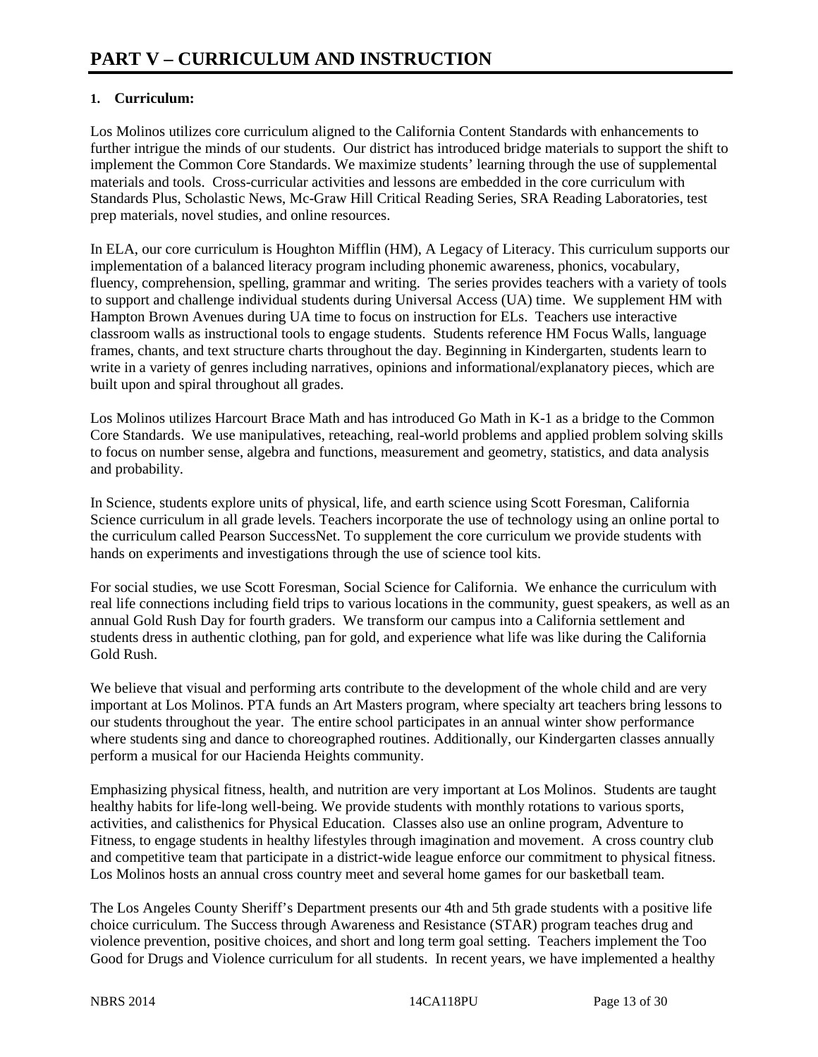# PART V – CURRICULUM AND INSTRUCTION

**1. Curriculum:**

Los Molinos utilizes core curriculum aligned to the California Content Standards with enhancements to further intrigue the minds of our students. Our district has introduced bridge materials to support the shift to implement the Common Core Standards. We maximize students' learning through the use of supplemental materials and tools. Cross-curricular activities and lessons are embedded in the core curriculum with Standards Plus, Scholastic News, Mc-Graw Hill Critical Reading Series, SRA Reading Laboratories, test prep materials, novel studies, and online resources.

In ELA, our core curriculum is Houghton Mifflin (HM), A Legacy of Literacy. This curriculum supports our implementation of a balanced literacy program including phonemic awareness, phonics, vocabulary, fluency, comprehension, spelling, grammar and writing. The series provides teachers with a variety of tools to support and challenge individual students during Universal Access (UA) time. We supplement HM with Hampton Brown Avenues during UA time to focus on instruction for ELs. Teachers use interactive classroom walls as instructional tools to engage students. Students reference HM Focus Walls, language frames, chants, and text structure charts throughout the day. Beginning in Kindergarten, students learn to write in a variety of genres including narratives, opinions and informational/explanatory pieces, which are built upon and spiral throughout all grades.

Los Molinos utilizes Harcourt Brace Math and has introduced Go Math in K-1 as a bridge to the Common Core Standards. We use manipulatives, reteaching, real-world problems and applied problem solving skills to focus on number sense, algebra and functions, measurement and geometry, statistics, and data analysis and probability.

In Science, students explore units of physical, life, and earth science using Scott Foresman, California Science curriculum in all grade levels. Teachers incorporate the use of technology using an online portal to the curriculum called Pearson SuccessNet. To supplement the core curriculum we provide students with hands on experiments and investigations through the use of science tool kits.

For social studies, we use Scott Foresman, Social Science for California. We enhance the curriculum with real life connections including field trips to various locations in the community, guest speakers, as well as an annual Gold Rush Day for fourth graders. We transform our campus into a California settlement and students dress in authentic clothing, pan for gold, and experience what life was like during the California Gold Rush.

We believe that visual and performing arts contribute to the development of the whole child and are very important at Los Molinos. PTA funds an Art Masters program, where specialty art teachers bring lessons to our students throughout the year. The entire school participates in an annual winter show performance where students sing and dance to choreographed routines. Additionally, our Kindergarten classes annually perform a musical for our Hacienda Heights community.

Emphasizing physical fitness, health, and nutrition are very important at Los Molinos. Students are taught healthy habits for life-long well-being. We provide students with monthly rotations to various sports, activities, and calisthenics for Physical Education. Classes also use an online program, Adventure to Fitness, to engage students in healthy lifestyles through imagination and movement. A cross country club and competitive team that participate in a district-wide league enforce our commitment to physical fitness. Los Molinos hosts an annual cross country meet and several home games for our basketball team.

The Los Angeles County Sheriff's Department presents our 4th and 5th grade students with a positive life choice curriculum. The Success through Awareness and Resistance (STAR) program teaches drug and violence prevention, positive choices, and short and long term goal setting. Teachers implement the Too Good for Drugs and Violence curriculum for all students. In recent years, we have implemented a healthy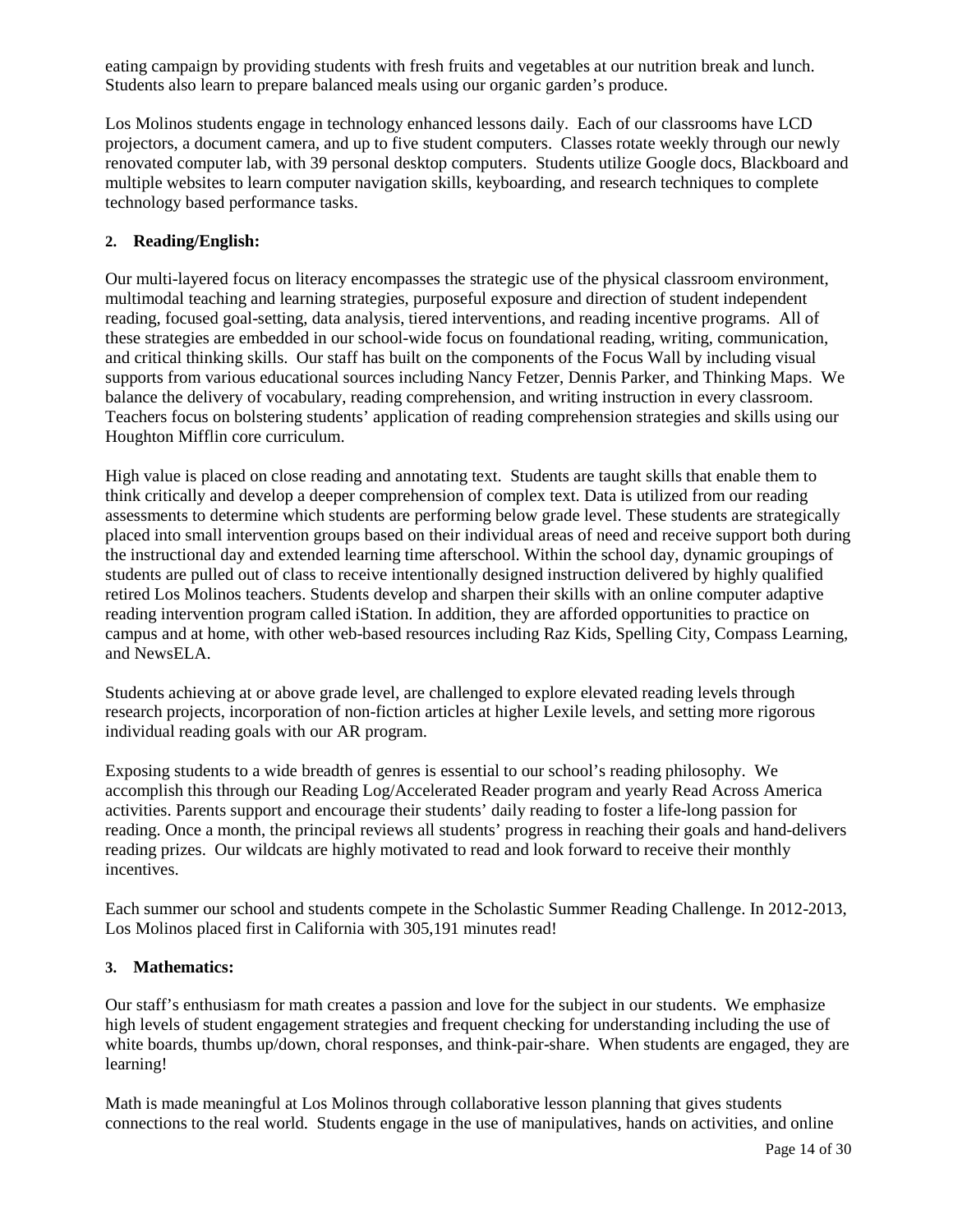eating campaign by providing students with fresh fruits and vegetables at our nutrition break and lunch. Students also learn to prepare balanced meals using our organic garden's produce.

Los Molinos students engage in technology enhanced lessons daily. Each of our classrooms have LCD projectors, a document camera, and up to five student computers. Classes rotate weekly through our newly renovated computer lab, with 39 personal desktop computers. Students utilize Google docs, Blackboard and multiple websites to learn computer navigation skills, keyboarding, and research techniques to complete technology based performance tasks.

**2. Reading/English:**

Our multi-layered focus on literacy encompasses the strategic use of the physical classroom environment, multimodal teaching and learning strategies, purposeful exposure and direction of student independent reading, focused goal-setting, data analysis, tiered interventions, and reading incentive programs. All of these strategies are embedded in our school-wide focus on foundational reading, writing, communication, and critical thinking skills. Our staff has built on the components of the Focus Wall by including visual supports from various educational sources including Nancy Fetzer, Dennis Parker, and Thinking Maps. We balance the delivery of vocabulary, reading comprehension, and writing instruction in every classroom. Teachers focus on bolstering students' application of reading comprehension strategies and skills using our Houghton Mifflin core curriculum.

High value is placed on close reading and annotating text. Students are taught skills that enable them to think critically and develop a deeper comprehension of complex text. Data is utilized from our reading assessments to determine which students are performing below grade level. These students are strategically placed into small intervention groups based on their individual areas of need and receive support both during the instructional day and extended learning time afterschool. Within the school day, dynamic groupings of students are pulled out of class to receive intentionally designed instruction delivered by highly qualified retired Los Molinos teachers. Students develop and sharpen their skills with an online computer adaptive reading intervention program called iStation. In addition, they are afforded opportunities to practice on campus and at home, with other web-based resources including Raz Kids, Spelling City, Compass Learning, and NewsELA.

Students achieving at or above grade level, are challenged to explore elevated reading levels through research projects, incorporation of non-fiction articles at higher Lexile levels, and setting more rigorous individual reading goals with our AR program.

Exposing students to a wide breadth of genres is essential to our school's reading philosophy. We accomplish this through our Reading Log/Accelerated Reader program and yearly Read Across America activities. Parents support and encourage their students' daily reading to foster a life-long passion for reading. Once a month, the principal reviews all students' progress in reaching their goals and hand-delivers reading prizes. Our wildcats are highly motivated to read and look forward to receive their monthly incentives.

Each summer our school and students compete in the Scholastic Summer Reading Challenge. In 2012-2013, Los Molinos placed first in California with 305,191 minutes read!

**3. Mathematics:**

Our staff's enthusiasm for math creates a passion and love for the subject in our students. We emphasize high levels of student engagement strategies and frequent checking for understanding including the use of white boards, thumbs up/down, choral responses, and think-pair-share. When students are engaged, they are learning!

Math is made meaningful at Los Molinos through collaborative lesson planning that gives students connections to the real world. Students engage in the use of manipulatives, hands on activities, and online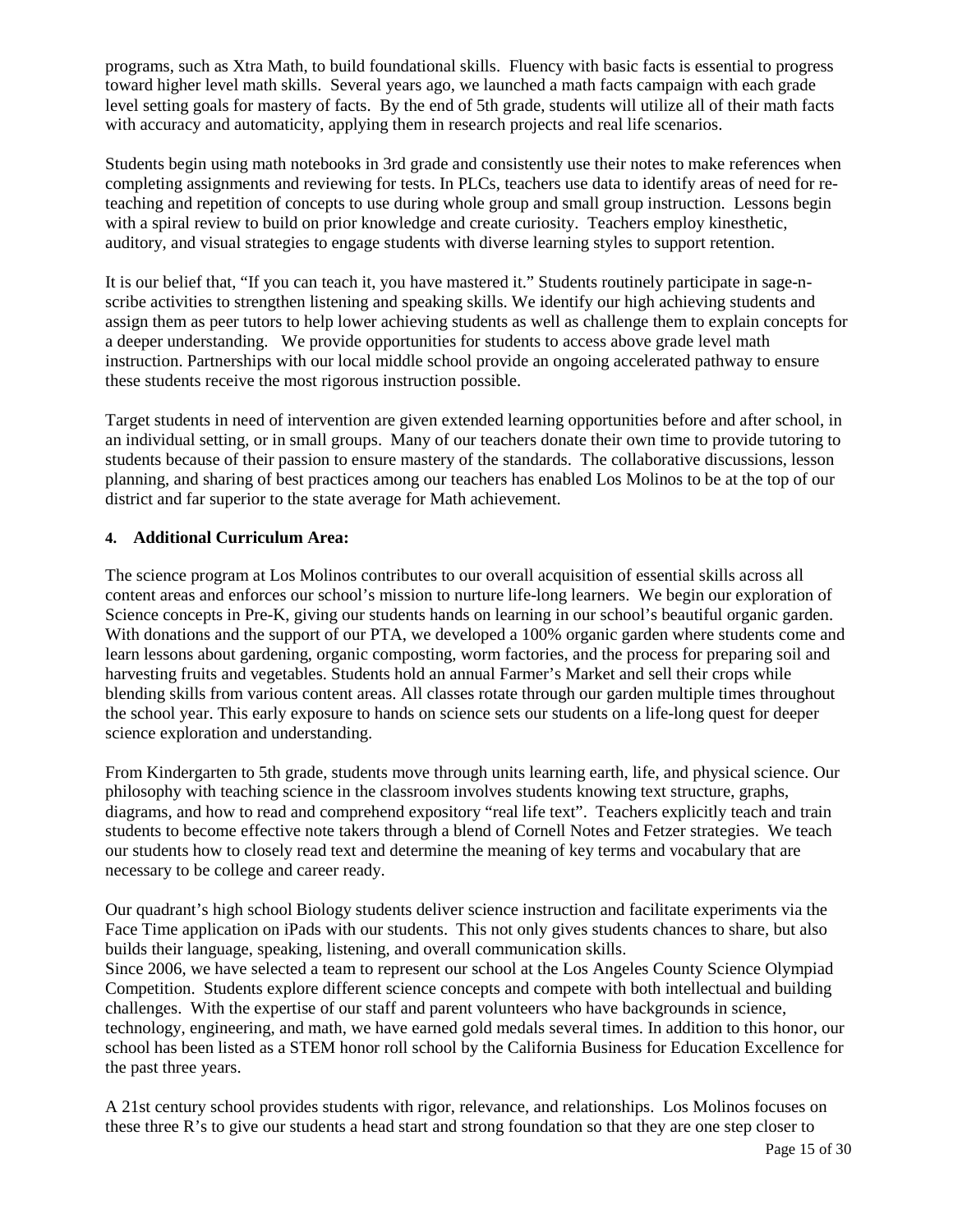programs, such as Xtra Math, to build foundational skills. Fluency with basic facts is essential to progress toward higher level math skills. Several years ago, we launched a math facts campaign with each grade level setting goals for mastery of facts. By the end of 5th grade, students will utilize all of their math facts with accuracy and automaticity, applying them in research projects and real life scenarios.

Students begin using math notebooks in 3rd grade and consistently use their notes to make references when completing assignments and reviewing for tests. In PLCs, teachers use data to identify areas of need for re-teaching and repetition of concepts to use during whole group and small group instruction. Lessons begin with a spiral review to build on prior knowledge and create curiosity. Teachers employ kinesthetic, auditory, and visual strategies to engage students with diverse learning styles to support retention.

It is our belief that, "If you can teach it, you have mastered it." Students routinely participate in sage-n-scribe activities to strengthen listening and speaking skills. We identify our high achieving students and assign them as peer tutors to help lower achieving students as well as challenge them to explain concepts for a deeper understanding. We provide opportunities for students to access above grade level math instruction. Partnerships with our local middle school provide an ongoing accelerated pathway to ensure these students receive the most rigorous instruction possible.

Target students in need of intervention are given extended learning opportunities before and after school, in an individual setting, or in small groups. Many of our teachers donate their own time to provide tutoring to students because of their passion to ensure mastery of the standards. The collaborative discussions, lesson planning, and sharing of best practices among our teachers has enabled Los Molinos to be at the top of our district and far superior to the state average for Math achievement.

#### 4. Additional Curriculum Area:

The science program at Los Molinos contributes to our overall acquisition of essential skills across all content areas and enforces our school's mission to nurture life-long learners. We begin our exploration of Science concepts in Pre-K, giving our students hands on learning in our school's beautiful organic garden. With donations and the support of our PTA, we developed a 100% organic garden where students come and learn lessons about gardening, organic composting, worm factories, and the process for preparing soil and harvesting fruits and vegetables. Students hold an annual Farmer's Market and sell their crops while blending skills from various content areas. All classes rotate through our garden multiple times throughout the school year. This early exposure to hands on science sets our students on a life-long quest for deeper science exploration and understanding.

From Kindergarten to 5th grade, students move through units learning earth, life, and physical science. Our philosophy with teaching science in the classroom involves students knowing text structure, graphs, diagrams, and how to read and comprehend expository "real life text". Teachers explicitly teach and train students to become effective note takers through a blend of Cornell Notes and Fetzer strategies. We teach our students how to closely read text and determine the meaning of key terms and vocabulary that are necessary to be college and career ready.

Our quadrant's high school Biology students deliver science instruction and facilitate experiments via the Face Time application on iPads with our students. This not only gives students chances to share, but also builds their language, speaking, listening, and overall communication skills.

Since 2006, we have selected a team to represent our school at the Los Angeles County Science Olympiad Competition. Students explore different science concepts and compete with both intellectual and building challenges. With the expertise of our staff and parent volunteers who have backgrounds in science, technology, engineering, and math, we have earned gold medals several times. In addition to this honor, our school has been listed as a STEM honor roll school by the California Business for Education Excellence for the past three years.

A 21st century school provides students with rigor, relevance, and relationships. Los Molinos focuses on these three R's to give our students a head start and strong foundation so that they are one step closer to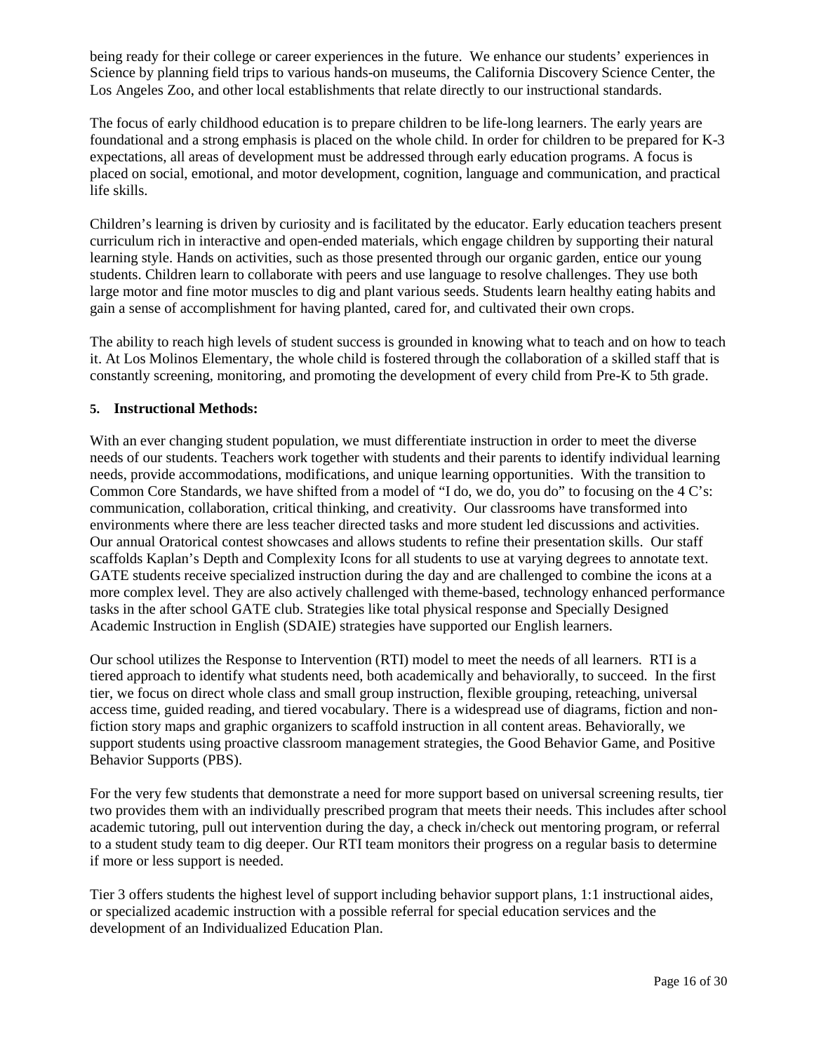being ready for their college or career experiences in the future. We enhance our students' experiences in Science by planning field trips to various hands-on museums, the California Discovery Science Center, the Los Angeles Zoo, and other local establishments that relate directly to our instructional standards.

The focus of early childhood education is to prepare children to be life-long learners. The early years are foundational and a strong emphasis is placed on the whole child. In order for children to be prepared for K-3 expectations, all areas of development must be addressed through early education programs. A focus is placed on social, emotional, and motor development, cognition, language and communication, and practical life skills.

Children's learning is driven by curiosity and is facilitated by the educator. Early education teachers present curriculum rich in interactive and open-ended materials, which engage children by supporting their natural learning style. Hands on activities, such as those presented through our organic garden, entice our young students. Children learn to collaborate with peers and use language to resolve challenges. They use both large motor and fine motor muscles to dig and plant various seeds. Students learn healthy eating habits and gain a sense of accomplishment for having planted, cared for, and cultivated their own crops.

The ability to reach high levels of student success is grounded in knowing what to teach and on how to teach it. At Los Molinos Elementary, the whole child is fostered through the collaboration of a skilled staff that is constantly screening, monitoring, and promoting the development of every child from Pre-K to 5th grade.

**5. Instructional Methods:**

With an ever changing student population, we must differentiate instruction in order to meet the diverse needs of our students. Teachers work together with students and their parents to identify individual learning needs, provide accommodations, modifications, and unique learning opportunities. With the transition to Common Core Standards, we have shifted from a model of "I do, we do, you do" to focusing on the 4 C's: communication, collaboration, critical thinking, and creativity. Our classrooms have transformed into environments where there are less teacher directed tasks and more student led discussions and activities. Our annual Oratorical contest showcases and allows students to refine their presentation skills. Our staff scaffolds Kaplan's Depth and Complexity Icons for all students to use at varying degrees to annotate text. GATE students receive specialized instruction during the day and are challenged to combine the icons at a more complex level. They are also actively challenged with theme-based, technology enhanced performance tasks in the after school GATE club. Strategies like total physical response and Specially Designed Academic Instruction in English (SDAIE) strategies have supported our English learners.

Our school utilizes the Response to Intervention (RTI) model to meet the needs of all learners. RTI is a tiered approach to identify what students need, both academically and behaviorally, to succeed. In the first tier, we focus on direct whole class and small group instruction, flexible grouping, reteaching, universal access time, guided reading, and tiered vocabulary. There is a widespread use of diagrams, fiction and non-fiction story maps and graphic organizers to scaffold instruction in all content areas. Behaviorally, we support students using proactive classroom management strategies, the Good Behavior Game, and Positive Behavior Supports (PBS).

For the very few students that demonstrate a need for more support based on universal screening results, tier two provides them with an individually prescribed program that meets their needs. This includes after school academic tutoring, pull out intervention during the day, a check in/check out mentoring program, or referral to a student study team to dig deeper. Our RTI team monitors their progress on a regular basis to determine if more or less support is needed.

Tier 3 offers students the highest level of support including behavior support plans, 1:1 instructional aides, or specialized academic instruction with a possible referral for special education services and the development of an Individualized Education Plan.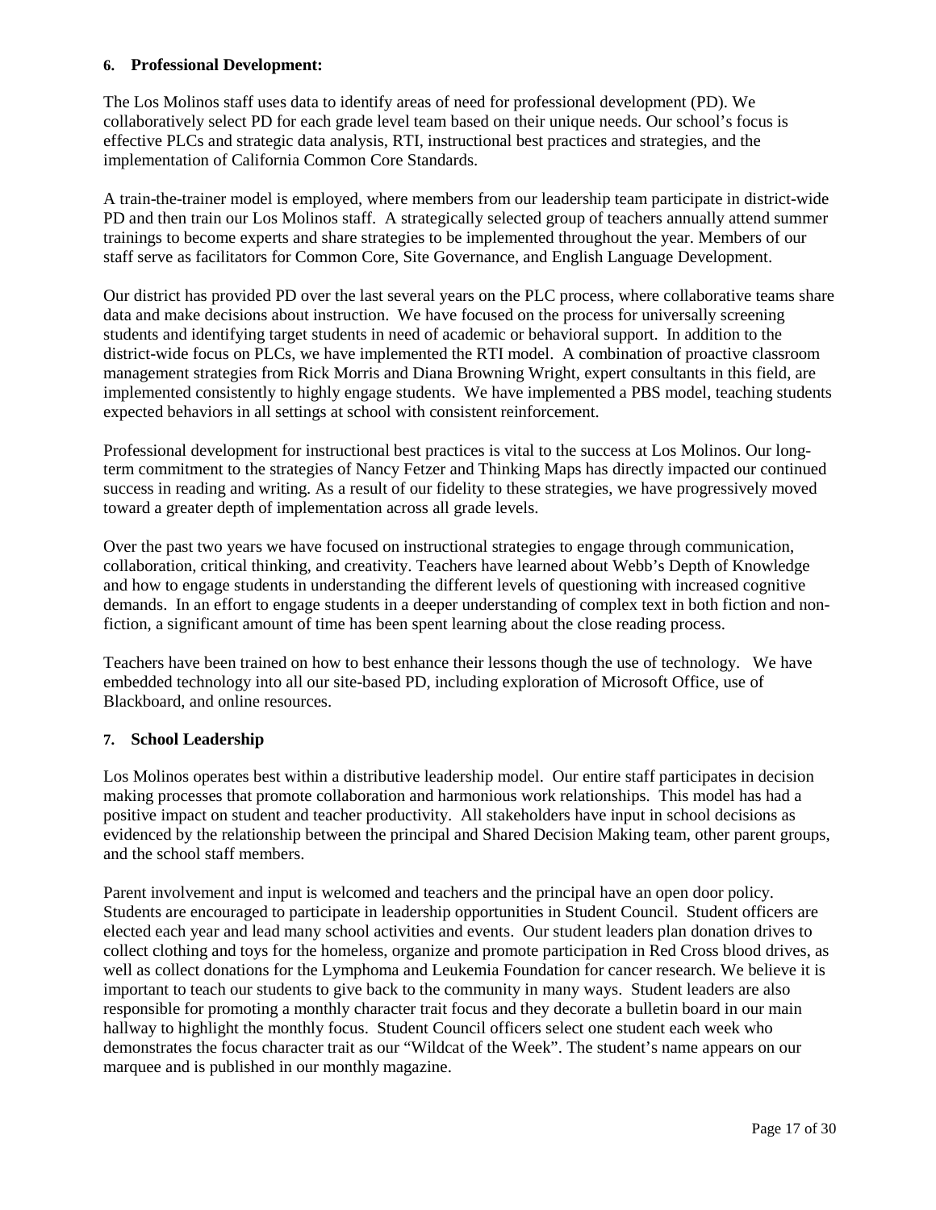#### 6. Professional Development:

The Los Molinos staff uses data to identify areas of need for professional development (PD). We collaboratively select PD for each grade level team based on their unique needs. Our school's focus is effective PLCs and strategic data analysis, RTI, instructional best practices and strategies, and the implementation of California Common Core Standards.

A train-the-trainer model is employed, where members from our leadership team participate in district-wide PD and then train our Los Molinos staff. A strategically selected group of teachers annually attend summer trainings to become experts and share strategies to be implemented throughout the year. Members of our staff serve as facilitators for Common Core, Site Governance, and English Language Development.

Our district has provided PD over the last several years on the PLC process, where collaborative teams share data and make decisions about instruction. We have focused on the process for universally screening students and identifying target students in need of academic or behavioral support. In addition to the district-wide focus on PLCs, we have implemented the RTI model. A combination of proactive classroom management strategies from Rick Morris and Diana Browning Wright, expert consultants in this field, are implemented consistently to highly engage students. We have implemented a PBS model, teaching students expected behaviors in all settings at school with consistent reinforcement.

Professional development for instructional best practices is vital to the success at Los Molinos. Our long-term commitment to the strategies of Nancy Fetzer and Thinking Maps has directly impacted our continued success in reading and writing. As a result of our fidelity to these strategies, we have progressively moved toward a greater depth of implementation across all grade levels.

Over the past two years we have focused on instructional strategies to engage through communication, collaboration, critical thinking, and creativity. Teachers have learned about Webb's Depth of Knowledge and how to engage students in understanding the different levels of questioning with increased cognitive demands. In an effort to engage students in a deeper understanding of complex text in both fiction and non-fiction, a significant amount of time has been spent learning about the close reading process.

Teachers have been trained on how to best enhance their lessons though the use of technology. We have embedded technology into all our site-based PD, including exploration of Microsoft Office, use of Blackboard, and online resources.

#### 7. School Leadership

Los Molinos operates best within a distributive leadership model. Our entire staff participates in decision making processes that promote collaboration and harmonious work relationships. This model has had a positive impact on student and teacher productivity. All stakeholders have input in school decisions as evidenced by the relationship between the principal and Shared Decision Making team, other parent groups, and the school staff members.

Parent involvement and input is welcomed and teachers and the principal have an open door policy. Students are encouraged to participate in leadership opportunities in Student Council. Student officers are elected each year and lead many school activities and events. Our student leaders plan donation drives to collect clothing and toys for the homeless, organize and promote participation in Red Cross blood drives, as well as collect donations for the Lymphoma and Leukemia Foundation for cancer research. We believe it is important to teach our students to give back to the community in many ways. Student leaders are also responsible for promoting a monthly character trait focus and they decorate a bulletin board in our main hallway to highlight the monthly focus. Student Council officers select one student each week who demonstrates the focus character trait as our "Wildcat of the Week". The student's name appears on our marquee and is published in our monthly magazine.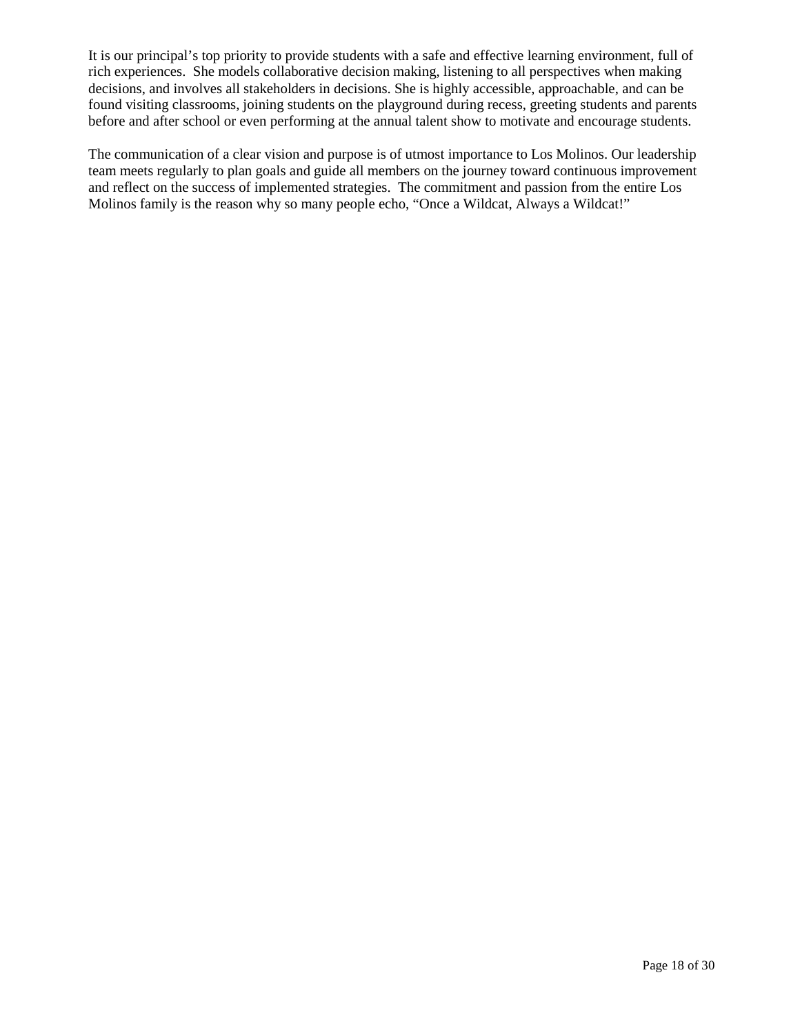It is our principal's top priority to provide students with a safe and effective learning environment, full of rich experiences. She models collaborative decision making, listening to all perspectives when making decisions, and involves all stakeholders in decisions. She is highly accessible, approachable, and can be found visiting classrooms, joining students on the playground during recess, greeting students and parents before and after school or even performing at the annual talent show to motivate and encourage students.

The communication of a clear vision and purpose is of utmost importance to Los Molinos. Our leadership team meets regularly to plan goals and guide all members on the journey toward continuous improvement and reflect on the success of implemented strategies. The commitment and passion from the entire Los Molinos family is the reason why so many people echo, "Once a Wildcat, Always a Wildcat!"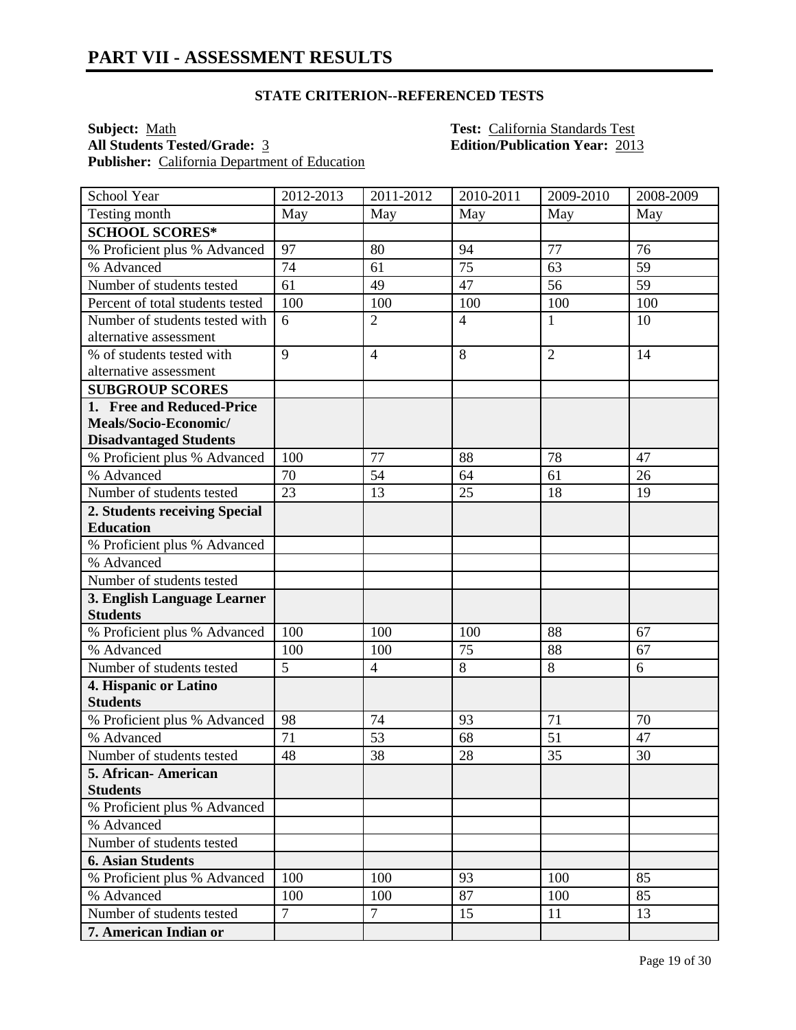# PART VII - ASSESSMENT RESULTS

## STATE CRITERION--REFERENCED TESTS

**Subject:** Math
**All Students Tested/Grade:** 3
**Publisher:** California Department of Education

**Test:** California Standards Test
**Edition/Publication Year:** 2013

| School Year | 2012-2013 | 2011-2012 | 2010-2011 | 2009-2010 | 2008-2009 |
|---|---|---|---|---|---|
| Testing month | May | May | May | May | May |
| **SCHOOL SCORES*** | | | | | |
| % Proficient plus % Advanced | 97 | 80 | 94 | 77 | 76 |
| % Advanced | 74 | 61 | 75 | 63 | 59 |
| Number of students tested | 61 | 49 | 47 | 56 | 59 |
| Percent of total students tested | 100 | 100 | 100 | 100 | 100 |
| Number of students tested with alternative assessment | 6 | 2 | 4 | 1 | 10 |
| % of students tested with alternative assessment | 9 | 4 | 8 | 2 | 14 |
| **SUBGROUP SCORES** | | | | | |
| **1. Free and Reduced-Price Meals/Socio-Economic/ Disadvantaged Students** | | | | | |
| % Proficient plus % Advanced | 100 | 77 | 88 | 78 | 47 |
| % Advanced | 70 | 54 | 64 | 61 | 26 |
| Number of students tested | 23 | 13 | 25 | 18 | 19 |
| **2. Students receiving Special Education** | | | | | |
| % Proficient plus % Advanced | | | | | |
| % Advanced | | | | | |
| Number of students tested | | | | | |
| **3. English Language Learner Students** | | | | | |
| % Proficient plus % Advanced | 100 | 100 | 100 | 88 | 67 |
| % Advanced | 100 | 100 | 75 | 88 | 67 |
| Number of students tested | 5 | 4 | 8 | 8 | 6 |
| **4. Hispanic or Latino Students** | | | | | |
| % Proficient plus % Advanced | 98 | 74 | 93 | 71 | 70 |
| % Advanced | 71 | 53 | 68 | 51 | 47 |
| Number of students tested | 48 | 38 | 28 | 35 | 30 |
| **5. African- American Students** | | | | | |
| % Proficient plus % Advanced | | | | | |
| % Advanced | | | | | |
| Number of students tested | | | | | |
| **6. Asian Students** | | | | | |
| % Proficient plus % Advanced | 100 | 100 | 93 | 100 | 85 |
| % Advanced | 100 | 100 | 87 | 100 | 85 |
| Number of students tested | 7 | 7 | 15 | 11 | 13 |
| **7. American Indian or** | | | | | |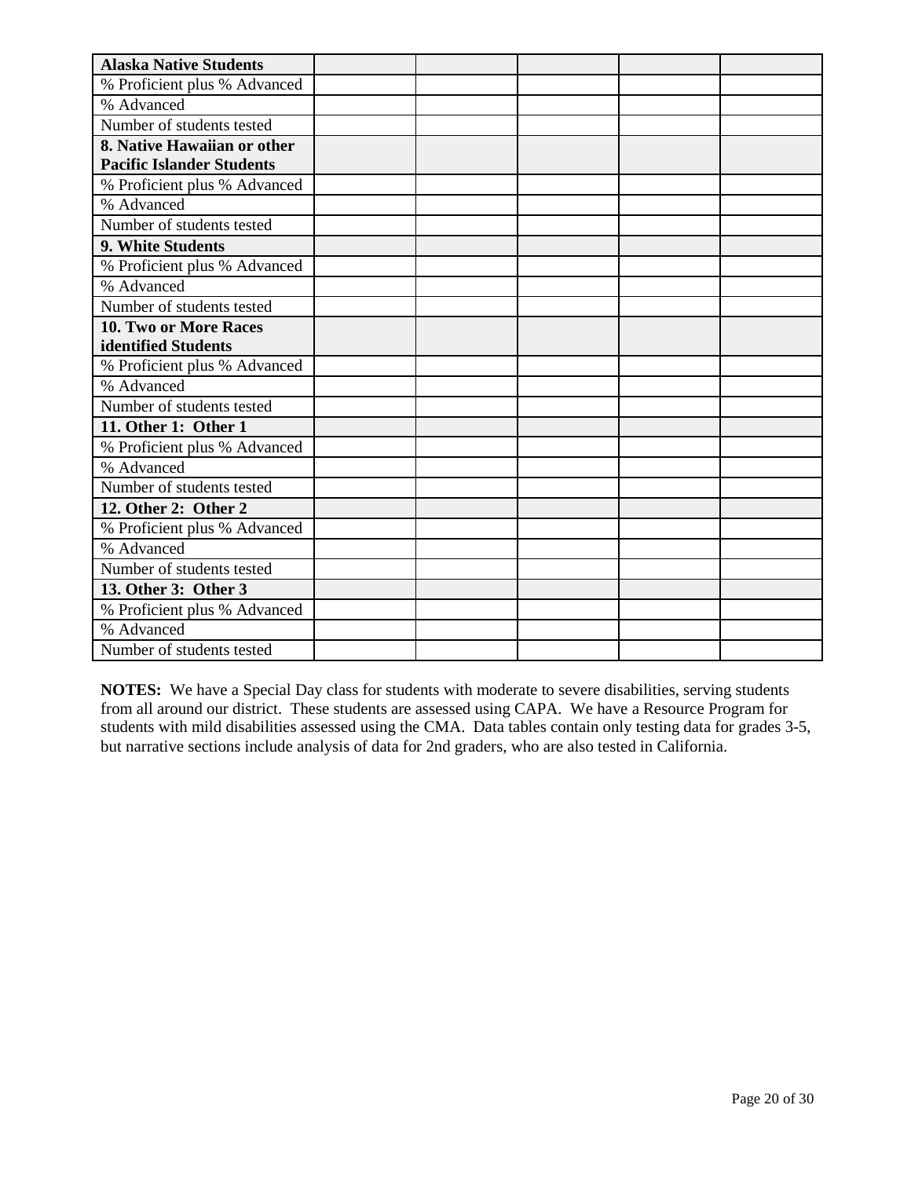| **Alaska Native Students** | | | | | |
|---|---|---|---|---|---|
| % Proficient plus % Advanced | | | | | |
| % Advanced | | | | | |
| Number of students tested | | | | | |
| **8. Native Hawaiian or other Pacific Islander Students** | | | | | |
| % Proficient plus % Advanced | | | | | |
| % Advanced | | | | | |
| Number of students tested | | | | | |
| **9. White Students** | | | | | |
| % Proficient plus % Advanced | | | | | |
| % Advanced | | | | | |
| Number of students tested | | | | | |
| **10. Two or More Races identified Students** | | | | | |
| % Proficient plus % Advanced | | | | | |
| % Advanced | | | | | |
| Number of students tested | | | | | |
| **11. Other 1: Other 1** | | | | | |
| % Proficient plus % Advanced | | | | | |
| % Advanced | | | | | |
| Number of students tested | | | | | |
| **12. Other 2: Other 2** | | | | | |
| % Proficient plus % Advanced | | | | | |
| % Advanced | | | | | |
| Number of students tested | | | | | |
| **13. Other 3: Other 3** | | | | | |
| % Proficient plus % Advanced | | | | | |
| % Advanced | | | | | |
| Number of students tested | | | | | |

**NOTES:** We have a Special Day class for students with moderate to severe disabilities, serving students from all around our district. These students are assessed using CAPA. We have a Resource Program for students with mild disabilities assessed using the CMA. Data tables contain only testing data for grades 3-5, but narrative sections include analysis of data for 2nd graders, who are also tested in California.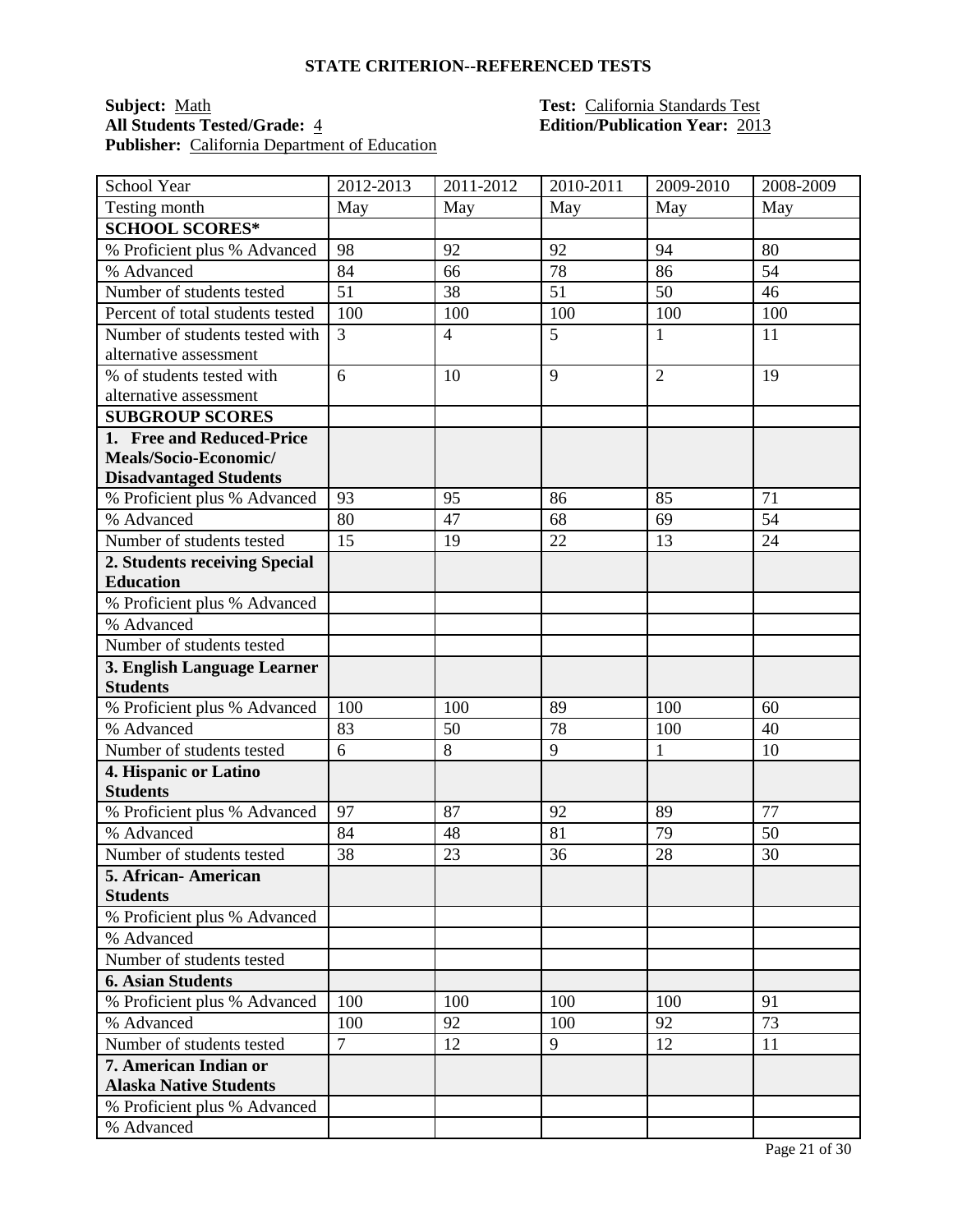## STATE CRITERION--REFERENCED TESTS

**Subject:** Math
**Test:** California Standards Test
**All Students Tested/Grade:** 4
**Edition/Publication Year:** 2013
**Publisher:** California Department of Education

| School Year | 2012-2013 | 2011-2012 | 2010-2011 | 2009-2010 | 2008-2009 |
|---|---|---|---|---|---|
| Testing month | May | May | May | May | May |
| **SCHOOL SCORES*** | | | | | |
| % Proficient plus % Advanced | 98 | 92 | 92 | 94 | 80 |
| % Advanced | 84 | 66 | 78 | 86 | 54 |
| Number of students tested | 51 | 38 | 51 | 50 | 46 |
| Percent of total students tested | 100 | 100 | 100 | 100 | 100 |
| Number of students tested with alternative assessment | 3 | 4 | 5 | 1 | 11 |
| % of students tested with alternative assessment | 6 | 10 | 9 | 2 | 19 |
| **SUBGROUP SCORES** | | | | | |
| **1. Free and Reduced-Price Meals/Socio-Economic/ Disadvantaged Students** | | | | | |
| % Proficient plus % Advanced | 93 | 95 | 86 | 85 | 71 |
| % Advanced | 80 | 47 | 68 | 69 | 54 |
| Number of students tested | 15 | 19 | 22 | 13 | 24 |
| **2. Students receiving Special Education** | | | | | |
| % Proficient plus % Advanced | | | | | |
| % Advanced | | | | | |
| Number of students tested | | | | | |
| **3. English Language Learner Students** | | | | | |
| % Proficient plus % Advanced | 100 | 100 | 89 | 100 | 60 |
| % Advanced | 83 | 50 | 78 | 100 | 40 |
| Number of students tested | 6 | 8 | 9 | 1 | 10 |
| **4. Hispanic or Latino Students** | | | | | |
| % Proficient plus % Advanced | 97 | 87 | 92 | 89 | 77 |
| % Advanced | 84 | 48 | 81 | 79 | 50 |
| Number of students tested | 38 | 23 | 36 | 28 | 30 |
| **5. African- American Students** | | | | | |
| % Proficient plus % Advanced | | | | | |
| % Advanced | | | | | |
| Number of students tested | | | | | |
| **6. Asian Students** | | | | | |
| % Proficient plus % Advanced | 100 | 100 | 100 | 100 | 91 |
| % Advanced | 100 | 92 | 100 | 92 | 73 |
| Number of students tested | 7 | 12 | 9 | 12 | 11 |
| **7. American Indian or Alaska Native Students** | | | | | |
| % Proficient plus % Advanced | | | | | |
| % Advanced | | | | | |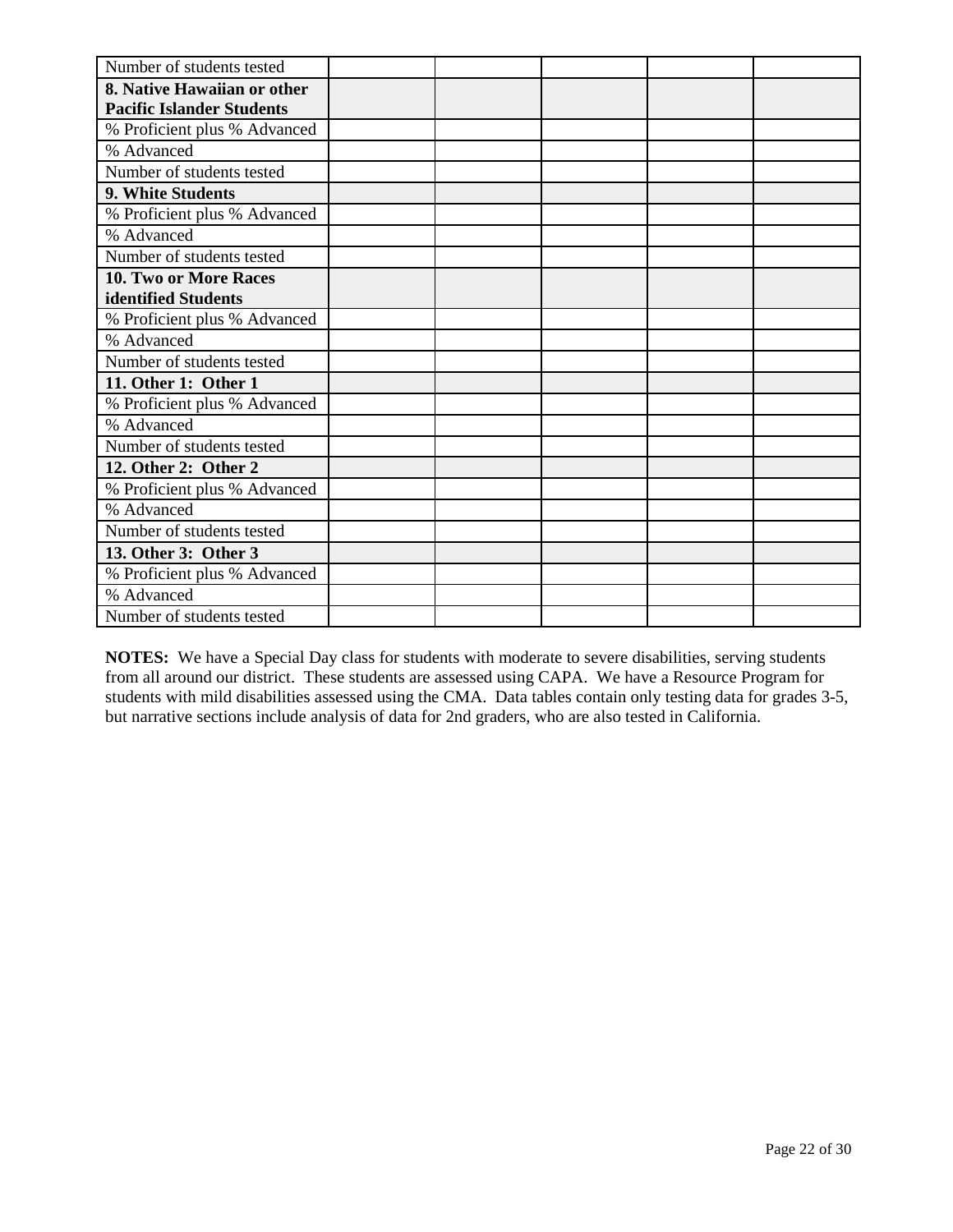| Number of students tested | | | | | |
|---|---|---|---|---|---|
| **8. Native Hawaiian or other Pacific Islander Students** | | | | | |
| % Proficient plus % Advanced | | | | | |
| % Advanced | | | | | |
| Number of students tested | | | | | |
| **9. White Students** | | | | | |
| % Proficient plus % Advanced | | | | | |
| % Advanced | | | | | |
| Number of students tested | | | | | |
| **10. Two or More Races identified Students** | | | | | |
| % Proficient plus % Advanced | | | | | |
| % Advanced | | | | | |
| Number of students tested | | | | | |
| **11. Other 1: Other 1** | | | | | |
| % Proficient plus % Advanced | | | | | |
| % Advanced | | | | | |
| Number of students tested | | | | | |
| **12. Other 2: Other 2** | | | | | |
| % Proficient plus % Advanced | | | | | |
| % Advanced | | | | | |
| Number of students tested | | | | | |
| **13. Other 3: Other 3** | | | | | |
| % Proficient plus % Advanced | | | | | |
| % Advanced | | | | | |
| Number of students tested | | | | | |

**NOTES:** We have a Special Day class for students with moderate to severe disabilities, serving students from all around our district. These students are assessed using CAPA. We have a Resource Program for students with mild disabilities assessed using the CMA. Data tables contain only testing data for grades 3-5, but narrative sections include analysis of data for 2nd graders, who are also tested in California.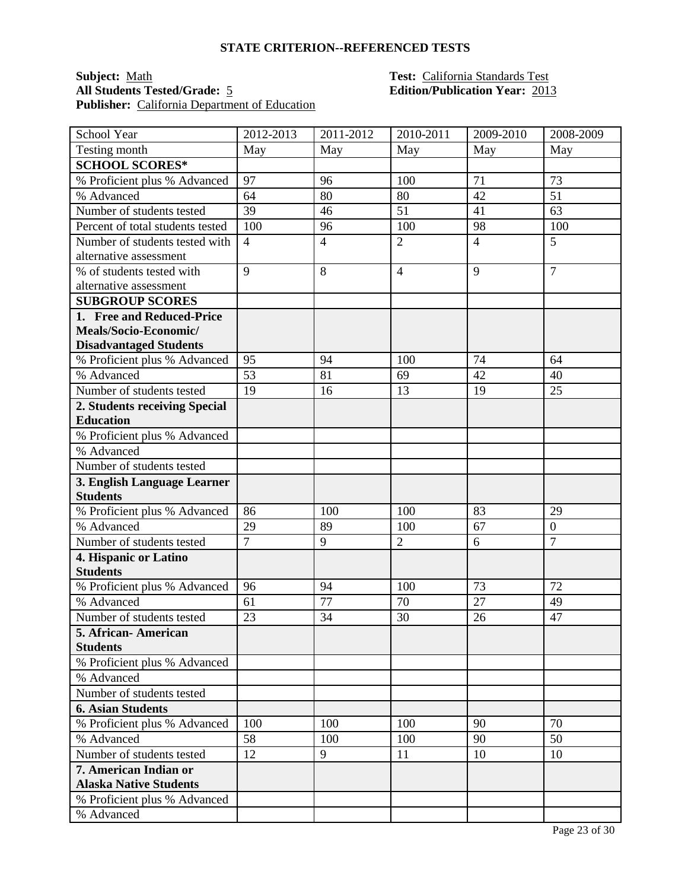## STATE CRITERION--REFERENCED TESTS

**Subject:** Math
**All Students Tested/Grade:** 5
**Publisher:** California Department of Education

**Test:** California Standards Test
**Edition/Publication Year:** 2013

| School Year | 2012-2013 | 2011-2012 | 2010-2011 | 2009-2010 | 2008-2009 |
|---|---|---|---|---|---|
| Testing month | May | May | May | May | May |
| **SCHOOL SCORES*** | | | | | |
| % Proficient plus % Advanced | 97 | 96 | 100 | 71 | 73 |
| % Advanced | 64 | 80 | 80 | 42 | 51 |
| Number of students tested | 39 | 46 | 51 | 41 | 63 |
| Percent of total students tested | 100 | 96 | 100 | 98 | 100 |
| Number of students tested with alternative assessment | 4 | 4 | 2 | 4 | 5 |
| % of students tested with alternative assessment | 9 | 8 | 4 | 9 | 7 |
| **SUBGROUP SCORES** | | | | | |
| **1. Free and Reduced-Price Meals/Socio-Economic/ Disadvantaged Students** | | | | | |
| % Proficient plus % Advanced | 95 | 94 | 100 | 74 | 64 |
| % Advanced | 53 | 81 | 69 | 42 | 40 |
| Number of students tested | 19 | 16 | 13 | 19 | 25 |
| **2. Students receiving Special Education** | | | | | |
| % Proficient plus % Advanced | | | | | |
| % Advanced | | | | | |
| Number of students tested | | | | | |
| **3. English Language Learner Students** | | | | | |
| % Proficient plus % Advanced | 86 | 100 | 100 | 83 | 29 |
| % Advanced | 29 | 89 | 100 | 67 | 0 |
| Number of students tested | 7 | 9 | 2 | 6 | 7 |
| **4. Hispanic or Latino Students** | | | | | |
| % Proficient plus % Advanced | 96 | 94 | 100 | 73 | 72 |
| % Advanced | 61 | 77 | 70 | 27 | 49 |
| Number of students tested | 23 | 34 | 30 | 26 | 47 |
| **5. African- American Students** | | | | | |
| % Proficient plus % Advanced | | | | | |
| % Advanced | | | | | |
| Number of students tested | | | | | |
| **6. Asian Students** | | | | | |
| % Proficient plus % Advanced | 100 | 100 | 100 | 90 | 70 |
| % Advanced | 58 | 100 | 100 | 90 | 50 |
| Number of students tested | 12 | 9 | 11 | 10 | 10 |
| **7. American Indian or Alaska Native Students** | | | | | |
| % Proficient plus % Advanced | | | | | |
| % Advanced | | | | | |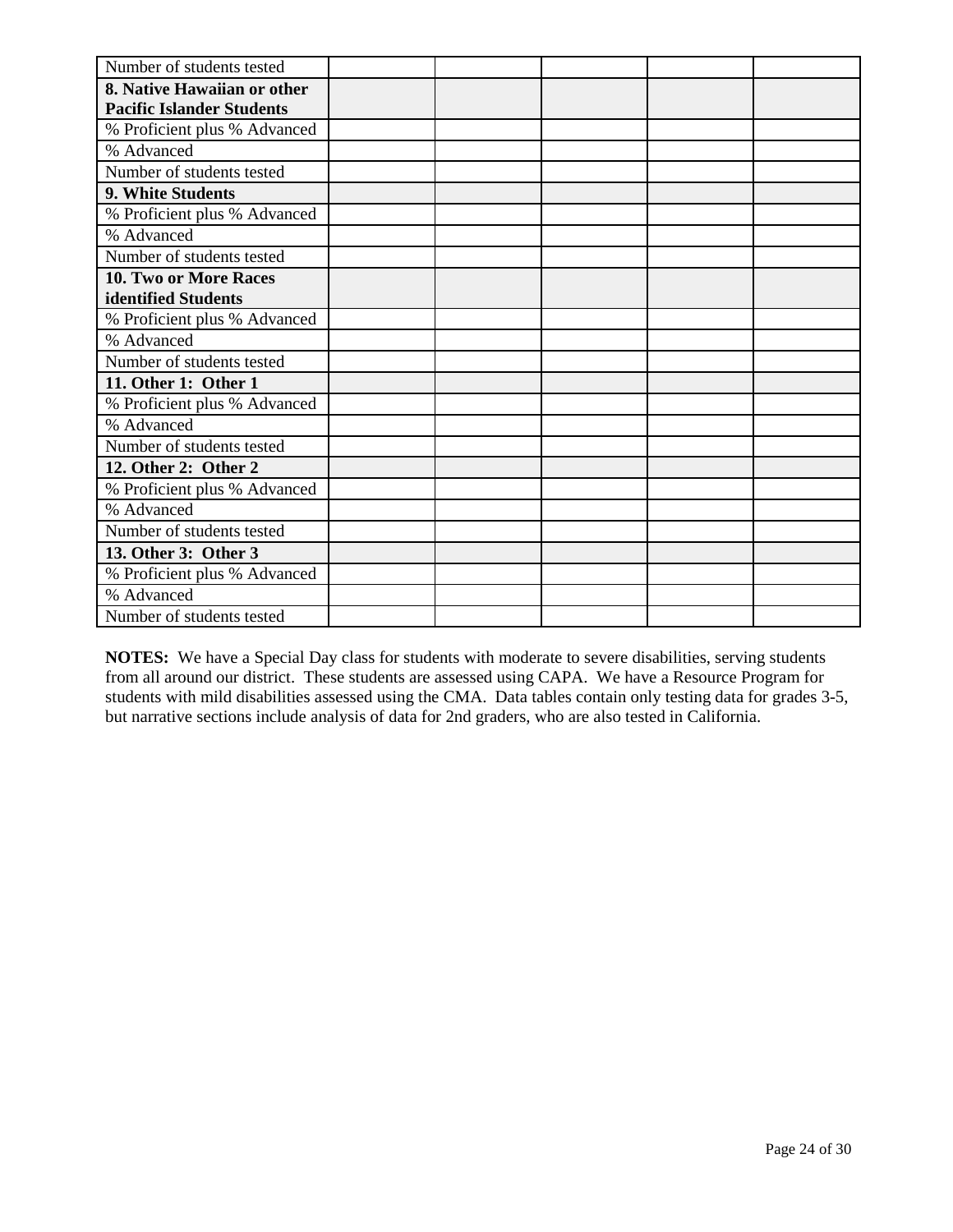| Number of students tested | | | | | |
|---|---|---|---|---|---|
| **8. Native Hawaiian or other Pacific Islander Students** | | | | | |
| % Proficient plus % Advanced | | | | | |
| % Advanced | | | | | |
| Number of students tested | | | | | |
| **9. White Students** | | | | | |
| % Proficient plus % Advanced | | | | | |
| % Advanced | | | | | |
| Number of students tested | | | | | |
| **10. Two or More Races identified Students** | | | | | |
| % Proficient plus % Advanced | | | | | |
| % Advanced | | | | | |
| Number of students tested | | | | | |
| **11. Other 1: Other 1** | | | | | |
| % Proficient plus % Advanced | | | | | |
| % Advanced | | | | | |
| Number of students tested | | | | | |
| **12. Other 2: Other 2** | | | | | |
| % Proficient plus % Advanced | | | | | |
| % Advanced | | | | | |
| Number of students tested | | | | | |
| **13. Other 3: Other 3** | | | | | |
| % Proficient plus % Advanced | | | | | |
| % Advanced | | | | | |
| Number of students tested | | | | | |

**NOTES:** We have a Special Day class for students with moderate to severe disabilities, serving students from all around our district. These students are assessed using CAPA. We have a Resource Program for students with mild disabilities assessed using the CMA. Data tables contain only testing data for grades 3-5, but narrative sections include analysis of data for 2nd graders, who are also tested in California.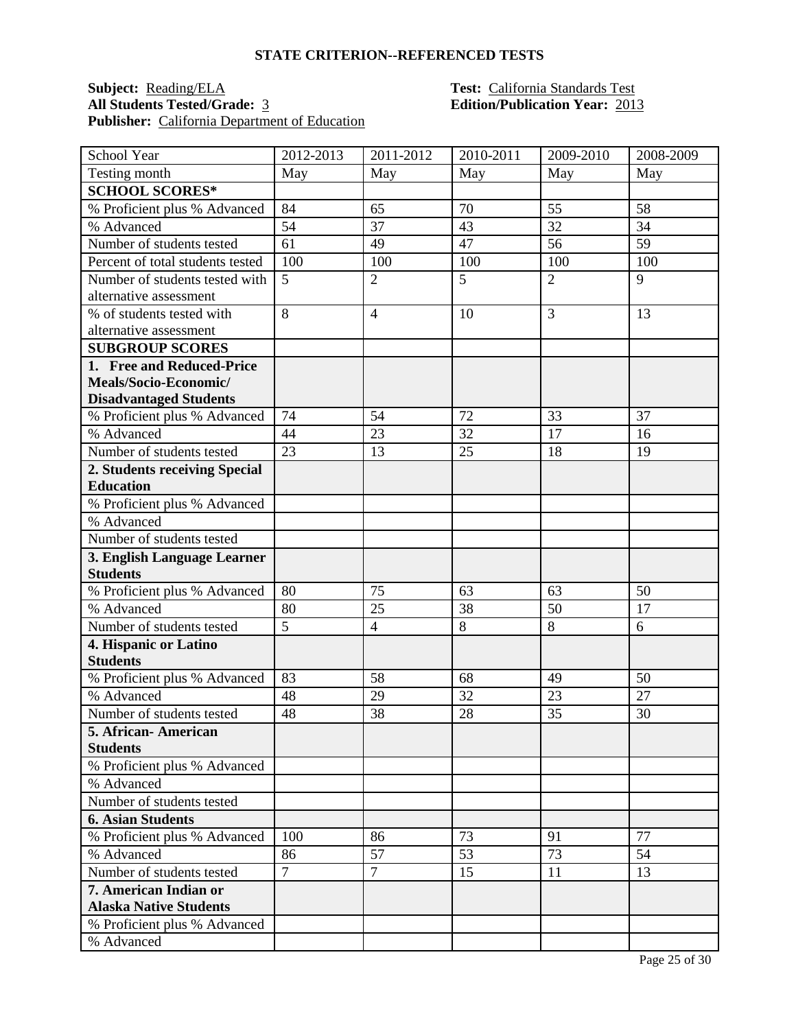## STATE CRITERION--REFERENCED TESTS

**Subject:** Reading/ELA **Test:** California Standards Test
**All Students Tested/Grade:** 3 **Edition/Publication Year:** 2013
**Publisher:** California Department of Education

| School Year | 2012-2013 | 2011-2012 | 2010-2011 | 2009-2010 | 2008-2009 |
|---|---|---|---|---|---|
| Testing month | May | May | May | May | May |
| **SCHOOL SCORES*** | | | | | |
| % Proficient plus % Advanced | 84 | 65 | 70 | 55 | 58 |
| % Advanced | 54 | 37 | 43 | 32 | 34 |
| Number of students tested | 61 | 49 | 47 | 56 | 59 |
| Percent of total students tested | 100 | 100 | 100 | 100 | 100 |
| Number of students tested with alternative assessment | 5 | 2 | 5 | 2 | 9 |
| % of students tested with alternative assessment | 8 | 4 | 10 | 3 | 13 |
| **SUBGROUP SCORES** | | | | | |
| **1. Free and Reduced-Price Meals/Socio-Economic/ Disadvantaged Students** | | | | | |
| % Proficient plus % Advanced | 74 | 54 | 72 | 33 | 37 |
| % Advanced | 44 | 23 | 32 | 17 | 16 |
| Number of students tested | 23 | 13 | 25 | 18 | 19 |
| **2. Students receiving Special Education** | | | | | |
| % Proficient plus % Advanced | | | | | |
| % Advanced | | | | | |
| Number of students tested | | | | | |
| **3. English Language Learner Students** | | | | | |
| % Proficient plus % Advanced | 80 | 75 | 63 | 63 | 50 |
| % Advanced | 80 | 25 | 38 | 50 | 17 |
| Number of students tested | 5 | 4 | 8 | 8 | 6 |
| **4. Hispanic or Latino Students** | | | | | |
| % Proficient plus % Advanced | 83 | 58 | 68 | 49 | 50 |
| % Advanced | 48 | 29 | 32 | 23 | 27 |
| Number of students tested | 48 | 38 | 28 | 35 | 30 |
| **5. African- American Students** | | | | | |
| % Proficient plus % Advanced | | | | | |
| % Advanced | | | | | |
| Number of students tested | | | | | |
| **6. Asian Students** | | | | | |
| % Proficient plus % Advanced | 100 | 86 | 73 | 91 | 77 |
| % Advanced | 86 | 57 | 53 | 73 | 54 |
| Number of students tested | 7 | 7 | 15 | 11 | 13 |
| **7. American Indian or Alaska Native Students** | | | | | |
| % Proficient plus % Advanced | | | | | |
| % Advanced | | | | | |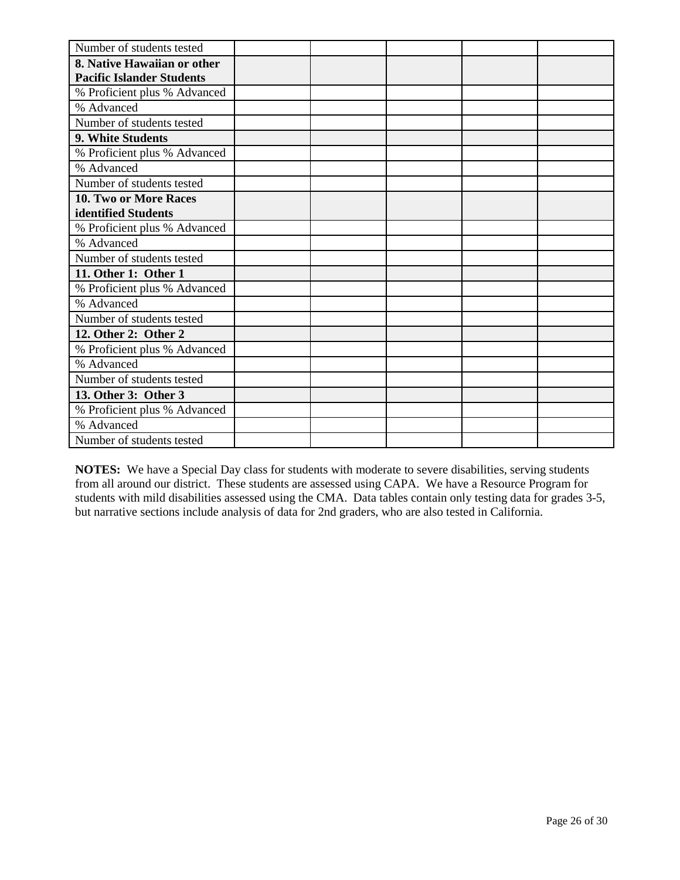| | | | | | |
|---|---|---|---|---|---|
| Number of students tested | | | | | |
| **8. Native Hawaiian or other Pacific Islander Students** | | | | | |
| % Proficient plus % Advanced | | | | | |
| % Advanced | | | | | |
| Number of students tested | | | | | |
| **9. White Students** | | | | | |
| % Proficient plus % Advanced | | | | | |
| % Advanced | | | | | |
| Number of students tested | | | | | |
| **10. Two or More Races identified Students** | | | | | |
| % Proficient plus % Advanced | | | | | |
| % Advanced | | | | | |
| Number of students tested | | | | | |
| **11. Other 1: Other 1** | | | | | |
| % Proficient plus % Advanced | | | | | |
| % Advanced | | | | | |
| Number of students tested | | | | | |
| **12. Other 2: Other 2** | | | | | |
| % Proficient plus % Advanced | | | | | |
| % Advanced | | | | | |
| Number of students tested | | | | | |
| **13. Other 3: Other 3** | | | | | |
| % Proficient plus % Advanced | | | | | |
| % Advanced | | | | | |
| Number of students tested | | | | | |

**NOTES:** We have a Special Day class for students with moderate to severe disabilities, serving students from all around our district. These students are assessed using CAPA. We have a Resource Program for students with mild disabilities assessed using the CMA. Data tables contain only testing data for grades 3-5, but narrative sections include analysis of data for 2nd graders, who are also tested in California.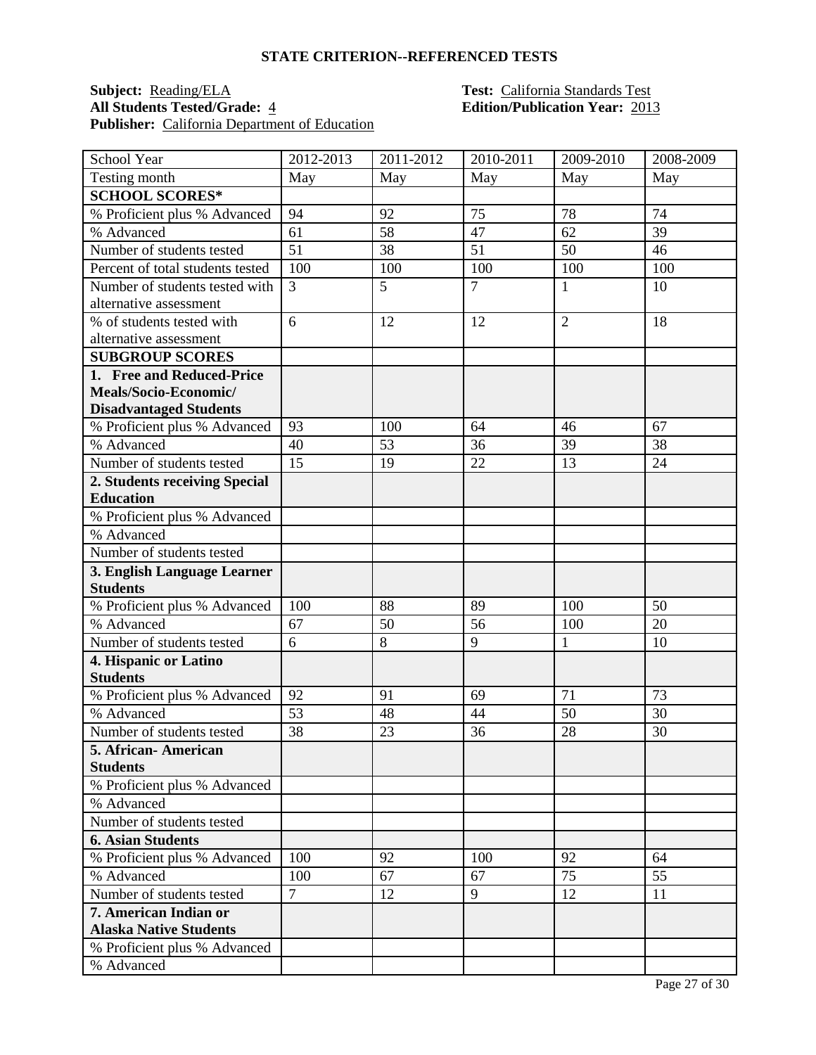## STATE CRITERION--REFERENCED TESTS

**Subject:** Reading/ELA
**Test:** California Standards Test
**All Students Tested/Grade:** 4
**Edition/Publication Year:** 2013
**Publisher:** California Department of Education

| School Year | 2012-2013 | 2011-2012 | 2010-2011 | 2009-2010 | 2008-2009 |
|---|---|---|---|---|---|
| Testing month | May | May | May | May | May |
| **SCHOOL SCORES*** | | | | | |
| % Proficient plus % Advanced | 94 | 92 | 75 | 78 | 74 |
| % Advanced | 61 | 58 | 47 | 62 | 39 |
| Number of students tested | 51 | 38 | 51 | 50 | 46 |
| Percent of total students tested | 100 | 100 | 100 | 100 | 100 |
| Number of students tested with alternative assessment | 3 | 5 | 7 | 1 | 10 |
| % of students tested with alternative assessment | 6 | 12 | 12 | 2 | 18 |
| **SUBGROUP SCORES** | | | | | |
| **1. Free and Reduced-Price Meals/Socio-Economic/ Disadvantaged Students** | | | | | |
| % Proficient plus % Advanced | 93 | 100 | 64 | 46 | 67 |
| % Advanced | 40 | 53 | 36 | 39 | 38 |
| Number of students tested | 15 | 19 | 22 | 13 | 24 |
| **2. Students receiving Special Education** | | | | | |
| % Proficient plus % Advanced | | | | | |
| % Advanced | | | | | |
| Number of students tested | | | | | |
| **3. English Language Learner Students** | | | | | |
| % Proficient plus % Advanced | 100 | 88 | 89 | 100 | 50 |
| % Advanced | 67 | 50 | 56 | 100 | 20 |
| Number of students tested | 6 | 8 | 9 | 1 | 10 |
| **4. Hispanic or Latino Students** | | | | | |
| % Proficient plus % Advanced | 92 | 91 | 69 | 71 | 73 |
| % Advanced | 53 | 48 | 44 | 50 | 30 |
| Number of students tested | 38 | 23 | 36 | 28 | 30 |
| **5. African- American Students** | | | | | |
| % Proficient plus % Advanced | | | | | |
| % Advanced | | | | | |
| Number of students tested | | | | | |
| **6. Asian Students** | | | | | |
| % Proficient plus % Advanced | 100 | 92 | 100 | 92 | 64 |
| % Advanced | 100 | 67 | 67 | 75 | 55 |
| Number of students tested | 7 | 12 | 9 | 12 | 11 |
| **7. American Indian or Alaska Native Students** | | | | | |
| % Proficient plus % Advanced | | | | | |
| % Advanced | | | | | |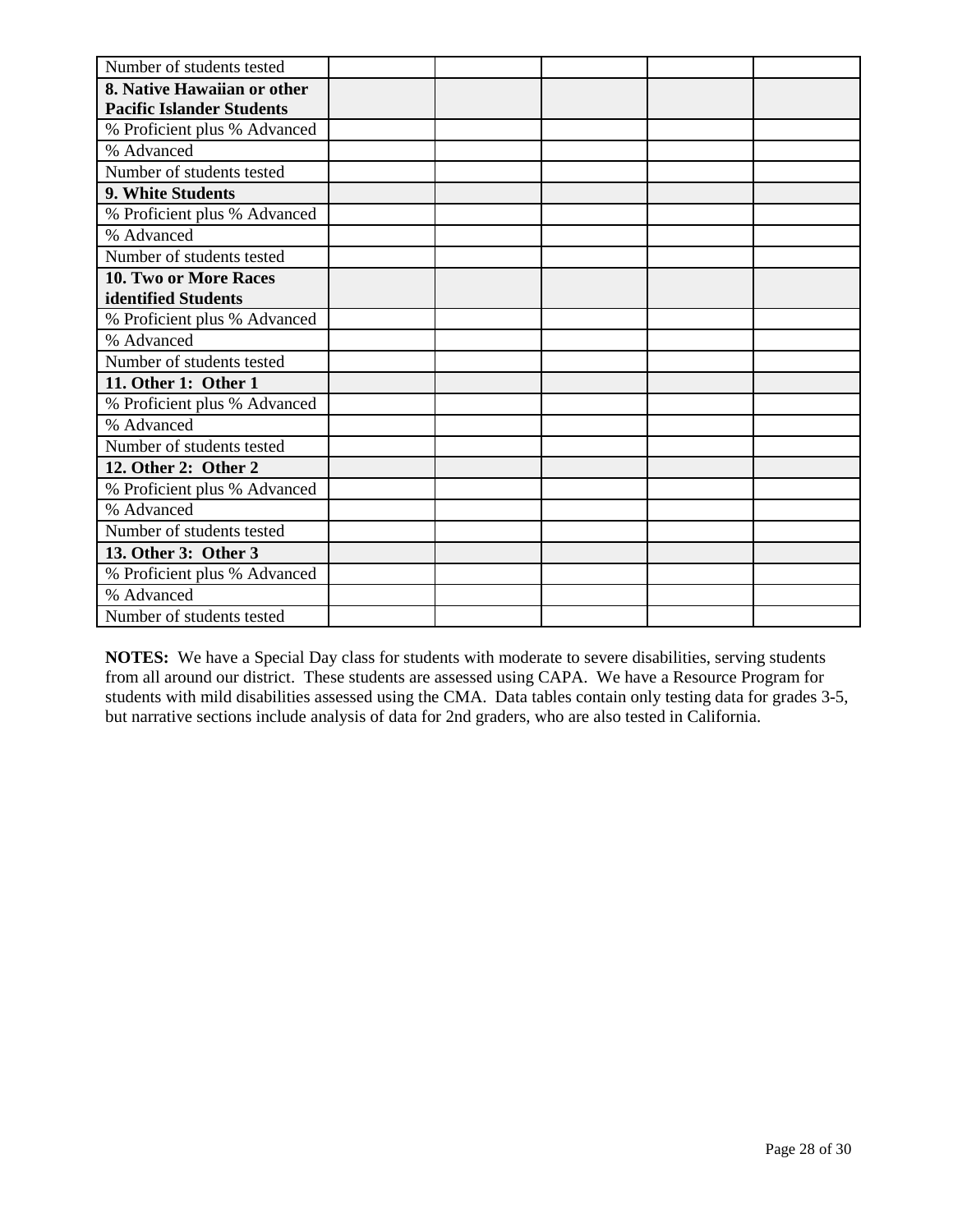| Number of students tested | | | | | |
|---|---|---|---|---|---|
| **8. Native Hawaiian or other Pacific Islander Students** | | | | | |
| % Proficient plus % Advanced | | | | | |
| % Advanced | | | | | |
| Number of students tested | | | | | |
| **9. White Students** | | | | | |
| % Proficient plus % Advanced | | | | | |
| % Advanced | | | | | |
| Number of students tested | | | | | |
| **10. Two or More Races identified Students** | | | | | |
| % Proficient plus % Advanced | | | | | |
| % Advanced | | | | | |
| Number of students tested | | | | | |
| **11. Other 1: Other 1** | | | | | |
| % Proficient plus % Advanced | | | | | |
| % Advanced | | | | | |
| Number of students tested | | | | | |
| **12. Other 2: Other 2** | | | | | |
| % Proficient plus % Advanced | | | | | |
| % Advanced | | | | | |
| Number of students tested | | | | | |
| **13. Other 3: Other 3** | | | | | |
| % Proficient plus % Advanced | | | | | |
| % Advanced | | | | | |
| Number of students tested | | | | | |

**NOTES:** We have a Special Day class for students with moderate to severe disabilities, serving students from all around our district. These students are assessed using CAPA. We have a Resource Program for students with mild disabilities assessed using the CMA. Data tables contain only testing data for grades 3-5, but narrative sections include analysis of data for 2nd graders, who are also tested in California.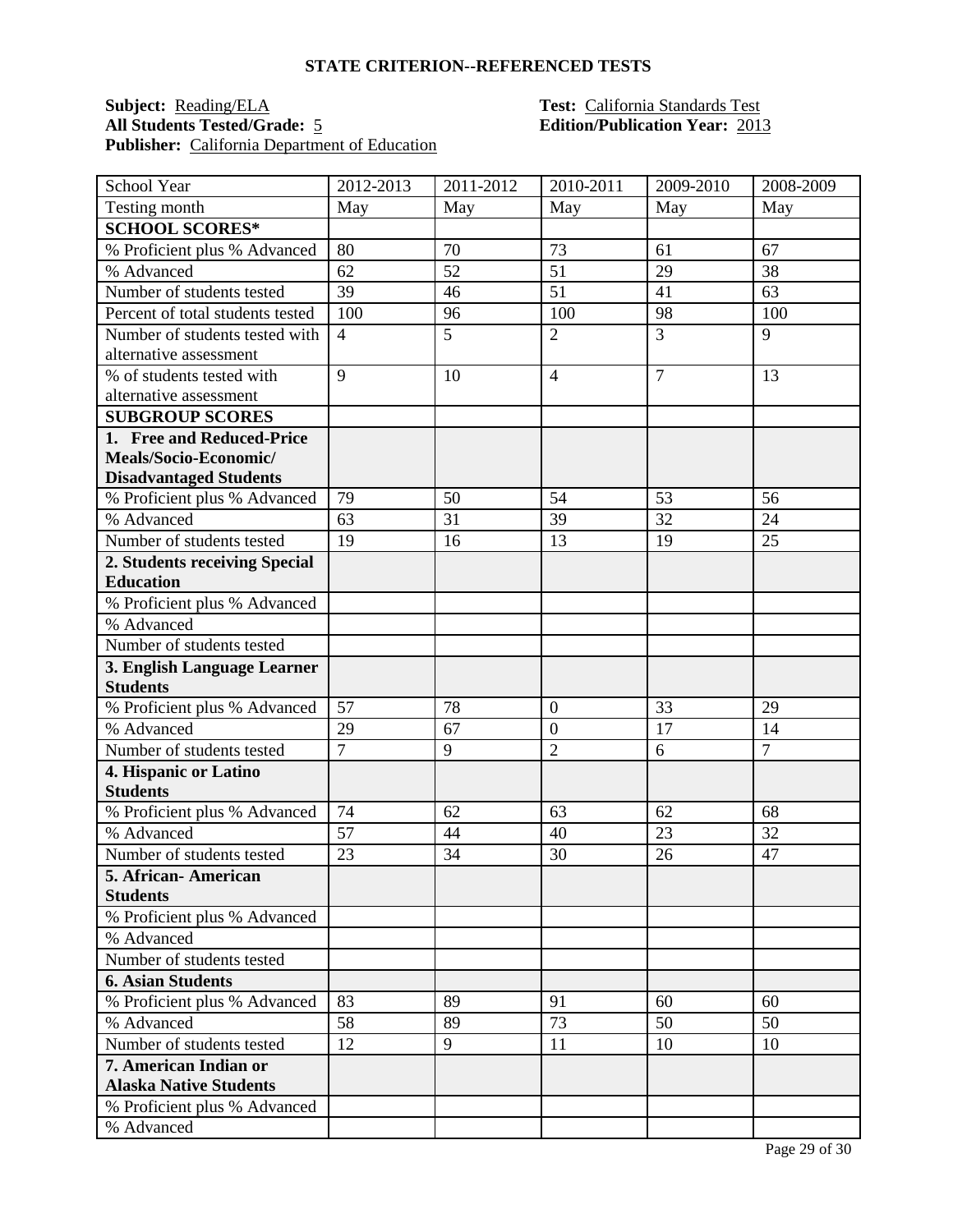**STATE CRITERION--REFERENCED TESTS**

**Subject:** Reading/ELA
**All Students Tested/Grade:** 5
**Publisher:** California Department of Education

**Test:** California Standards Test
**Edition/Publication Year:** 2013

| School Year | 2012-2013 | 2011-2012 | 2010-2011 | 2009-2010 | 2008-2009 |
|---|---|---|---|---|---|
| Testing month | May | May | May | May | May |
| **SCHOOL SCORES*** | | | | | |
| % Proficient plus % Advanced | 80 | 70 | 73 | 61 | 67 |
| % Advanced | 62 | 52 | 51 | 29 | 38 |
| Number of students tested | 39 | 46 | 51 | 41 | 63 |
| Percent of total students tested | 100 | 96 | 100 | 98 | 100 |
| Number of students tested with alternative assessment | 4 | 5 | 2 | 3 | 9 |
| % of students tested with alternative assessment | 9 | 10 | 4 | 7 | 13 |
| **SUBGROUP SCORES** | | | | | |
| **1. Free and Reduced-Price Meals/Socio-Economic/ Disadvantaged Students** | | | | | |
| % Proficient plus % Advanced | 79 | 50 | 54 | 53 | 56 |
| % Advanced | 63 | 31 | 39 | 32 | 24 |
| Number of students tested | 19 | 16 | 13 | 19 | 25 |
| **2. Students receiving Special Education** | | | | | |
| % Proficient plus % Advanced | | | | | |
| % Advanced | | | | | |
| Number of students tested | | | | | |
| **3. English Language Learner Students** | | | | | |
| % Proficient plus % Advanced | 57 | 78 | 0 | 33 | 29 |
| % Advanced | 29 | 67 | 0 | 17 | 14 |
| Number of students tested | 7 | 9 | 2 | 6 | 7 |
| **4. Hispanic or Latino Students** | | | | | |
| % Proficient plus % Advanced | 74 | 62 | 63 | 62 | 68 |
| % Advanced | 57 | 44 | 40 | 23 | 32 |
| Number of students tested | 23 | 34 | 30 | 26 | 47 |
| **5. African- American Students** | | | | | |
| % Proficient plus % Advanced | | | | | |
| % Advanced | | | | | |
| Number of students tested | | | | | |
| **6. Asian Students** | | | | | |
| % Proficient plus % Advanced | 83 | 89 | 91 | 60 | 60 |
| % Advanced | 58 | 89 | 73 | 50 | 50 |
| Number of students tested | 12 | 9 | 11 | 10 | 10 |
| **7. American Indian or Alaska Native Students** | | | | | |
| % Proficient plus % Advanced | | | | | |
| % Advanced | | | | | |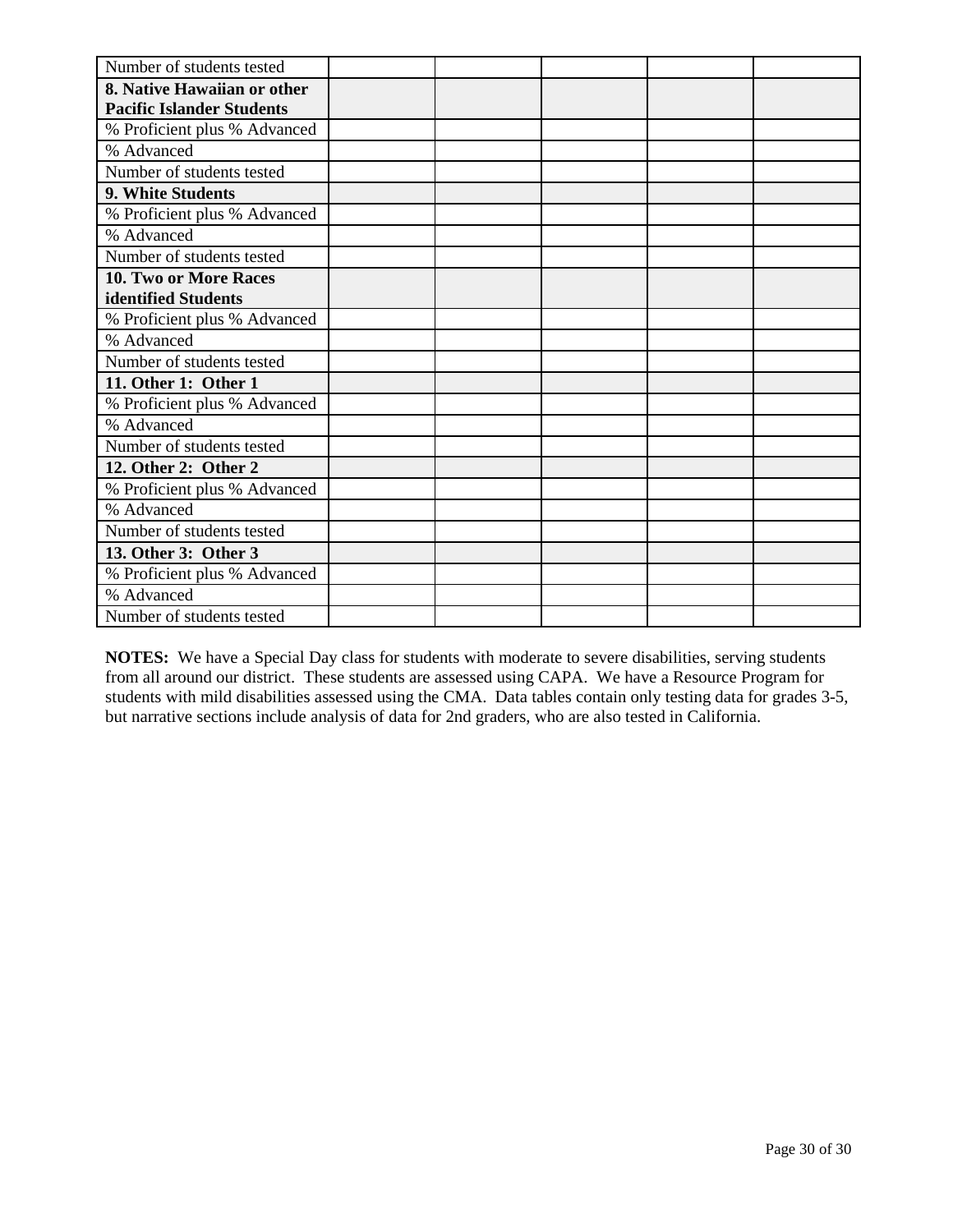| | | | | | |
|---|---|---|---|---|---|
| Number of students tested | | | | | |
| **8. Native Hawaiian or other Pacific Islander Students** | | | | | |
| % Proficient plus % Advanced | | | | | |
| % Advanced | | | | | |
| Number of students tested | | | | | |
| **9. White Students** | | | | | |
| % Proficient plus % Advanced | | | | | |
| % Advanced | | | | | |
| Number of students tested | | | | | |
| **10. Two or More Races identified Students** | | | | | |
| % Proficient plus % Advanced | | | | | |
| % Advanced | | | | | |
| Number of students tested | | | | | |
| **11. Other 1: Other 1** | | | | | |
| % Proficient plus % Advanced | | | | | |
| % Advanced | | | | | |
| Number of students tested | | | | | |
| **12. Other 2: Other 2** | | | | | |
| % Proficient plus % Advanced | | | | | |
| % Advanced | | | | | |
| Number of students tested | | | | | |
| **13. Other 3: Other 3** | | | | | |
| % Proficient plus % Advanced | | | | | |
| % Advanced | | | | | |
| Number of students tested | | | | | |

**NOTES:** We have a Special Day class for students with moderate to severe disabilities, serving students from all around our district. These students are assessed using CAPA. We have a Resource Program for students with mild disabilities assessed using the CMA. Data tables contain only testing data for grades 3-5, but narrative sections include analysis of data for 2nd graders, who are also tested in California.